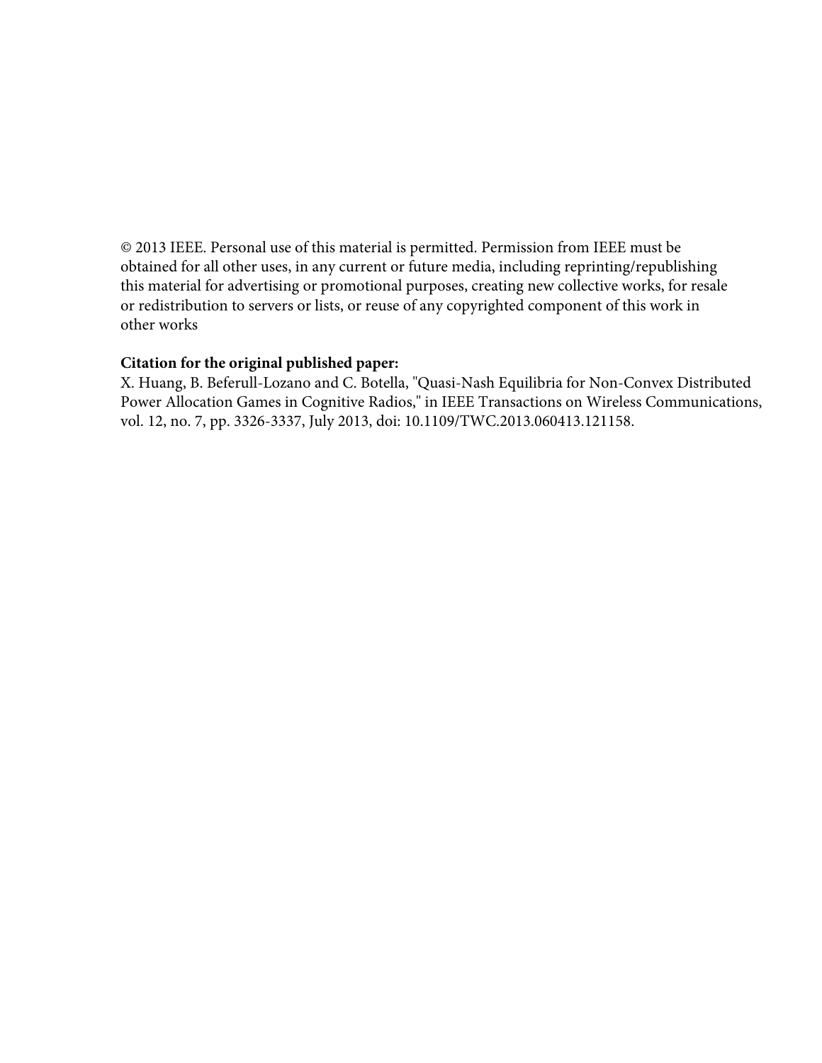© 2013 IEEE. Personal use of this material is permitted. Permission from IEEE must be obtained for all other uses, in any current or future media, including reprinting/republishing this material for advertising or promotional purposes, creating new collective works, for resale or redistribution to servers or lists, or reuse of any copyrighted component of this work in other works

**Citation for the original published paper:**
X. Huang, B. Beferull-Lozano and C. Botella, "Quasi-Nash Equilibria for Non-Convex Distributed Power Allocation Games in Cognitive Radios," in IEEE Transactions on Wireless Communications, vol. 12, no. 7, pp. 3326-3337, July 2013, doi: 10.1109/TWC.2013.060413.121158.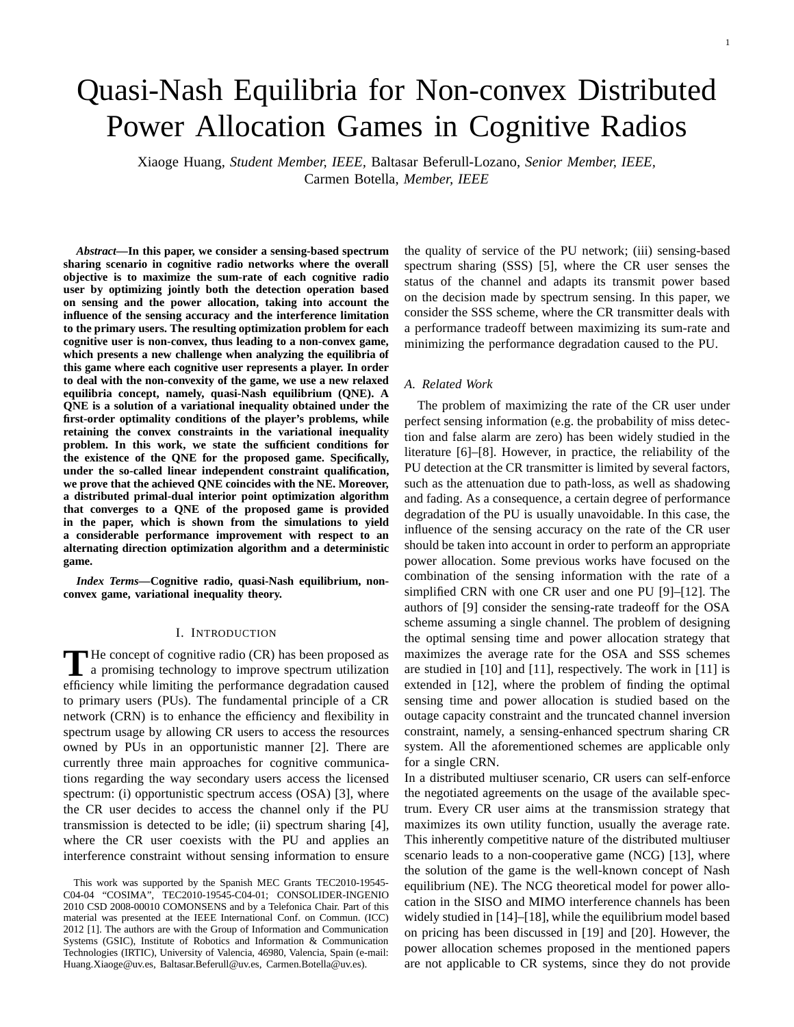# Quasi-Nash Equilibria for Non-convex Distributed Power Allocation Games in Cognitive Radios

Xiaoge Huang, *Student Member, IEEE,* Baltasar Beferull-Lozano, *Senior Member, IEEE,* Carmen Botella, *Member, IEEE*

***Abstract*—In this paper, we consider a sensing-based spectrum sharing scenario in cognitive radio networks where the overall objective is to maximize the sum-rate of each cognitive radio user by optimizing jointly both the detection operation based on sensing and the power allocation, taking into account the influence of the sensing accuracy and the interference limitation to the primary users. The resulting optimization problem for each cognitive user is non-convex, thus leading to a non-convex game, which presents a new challenge when analyzing the equilibria of this game where each cognitive user represents a player. In order to deal with the non-convexity of the game, we use a new relaxed equilibria concept, namely, quasi-Nash equilibrium (QNE). A QNE is a solution of a variational inequality obtained under the first-order optimality conditions of the player's problems, while retaining the convex constraints in the variational inequality problem. In this work, we state the sufficient conditions for the existence of the QNE for the proposed game. Specifically, under the so-called linear independent constraint qualification, we prove that the achieved QNE coincides with the NE. Moreover, a distributed primal-dual interior point optimization algorithm that converges to a QNE of the proposed game is provided in the paper, which is shown from the simulations to yield a considerable performance improvement with respect to an alternating direction optimization algorithm and a deterministic game.**

***Index Terms*—Cognitive radio, quasi-Nash equilibrium, non-convex game, variational inequality theory.**

## I. Introduction

The concept of cognitive radio (CR) has been proposed as a promising technology to improve spectrum utilization efficiency while limiting the performance degradation caused to primary users (PUs). The fundamental principle of a CR network (CRN) is to enhance the efficiency and flexibility in spectrum usage by allowing CR users to access the resources owned by PUs in an opportunistic manner [2]. There are currently three main approaches for cognitive communications regarding the way secondary users access the licensed spectrum: (i) opportunistic spectrum access (OSA) [3], where the CR user decides to access the channel only if the PU transmission is detected to be idle; (ii) spectrum sharing [4], where the CR user coexists with the PU and applies an interference constraint without sensing information to ensure the quality of service of the PU network; (iii) sensing-based spectrum sharing (SSS) [5], where the CR user senses the status of the channel and adapts its transmit power based on the decision made by spectrum sensing. In this paper, we consider the SSS scheme, where the CR transmitter deals with a performance tradeoff between maximizing its sum-rate and minimizing the performance degradation caused to the PU.

### A. Related Work

The problem of maximizing the rate of the CR user under perfect sensing information (e.g. the probability of miss detection and false alarm are zero) has been widely studied in the literature [6]–[8]. However, in practice, the reliability of the PU detection at the CR transmitter is limited by several factors, such as the attenuation due to path-loss, as well as shadowing and fading. As a consequence, a certain degree of performance degradation of the PU is usually unavoidable. In this case, the influence of the sensing accuracy on the rate of the CR user should be taken into account in order to perform an appropriate power allocation. Some previous works have focused on the combination of the sensing information with the rate of a simplified CRN with one CR user and one PU [9]–[12]. The authors of [9] consider the sensing-rate tradeoff for the OSA scheme assuming a single channel. The problem of designing the optimal sensing time and power allocation strategy that maximizes the average rate for the OSA and SSS schemes are studied in [10] and [11], respectively. The work in [11] is extended in [12], where the problem of finding the optimal sensing time and power allocation is studied based on the outage capacity constraint and the truncated channel inversion constraint, namely, a sensing-enhanced spectrum sharing CR system. All the aforementioned schemes are applicable only for a single CRN.

In a distributed multiuser scenario, CR users can self-enforce the negotiated agreements on the usage of the available spectrum. Every CR user aims at the transmission strategy that maximizes its own utility function, usually the average rate. This inherently competitive nature of the distributed multiuser scenario leads to a non-cooperative game (NCG) [13], where the solution of the game is the well-known concept of Nash equilibrium (NE). The NCG theoretical model for power allocation in the SISO and MIMO interference channels has been widely studied in [14]–[18], while the equilibrium model based on pricing has been discussed in [19] and [20]. However, the power allocation schemes proposed in the mentioned papers are not applicable to CR systems, since they do not provide

This work was supported by the Spanish MEC Grants TEC2010-19545-C04-04 "COSIMA", TEC2010-19545-C04-01; CONSOLIDER-INGENIO 2010 CSD 2008-00010 COMONSENS and by a Telefonica Chair. Part of this material was presented at the IEEE International Conf. on Commun. (ICC) 2012 [1]. The authors are with the Group of Information and Communication Systems (GSIC), Institute of Robotics and Information & Communication Technologies (IRTIC), University of Valencia, 46980, Valencia, Spain (e-mail: Huang.Xiaoge@uv.es, Baltasar.Beferull@uv.es, Carmen.Botella@uv.es).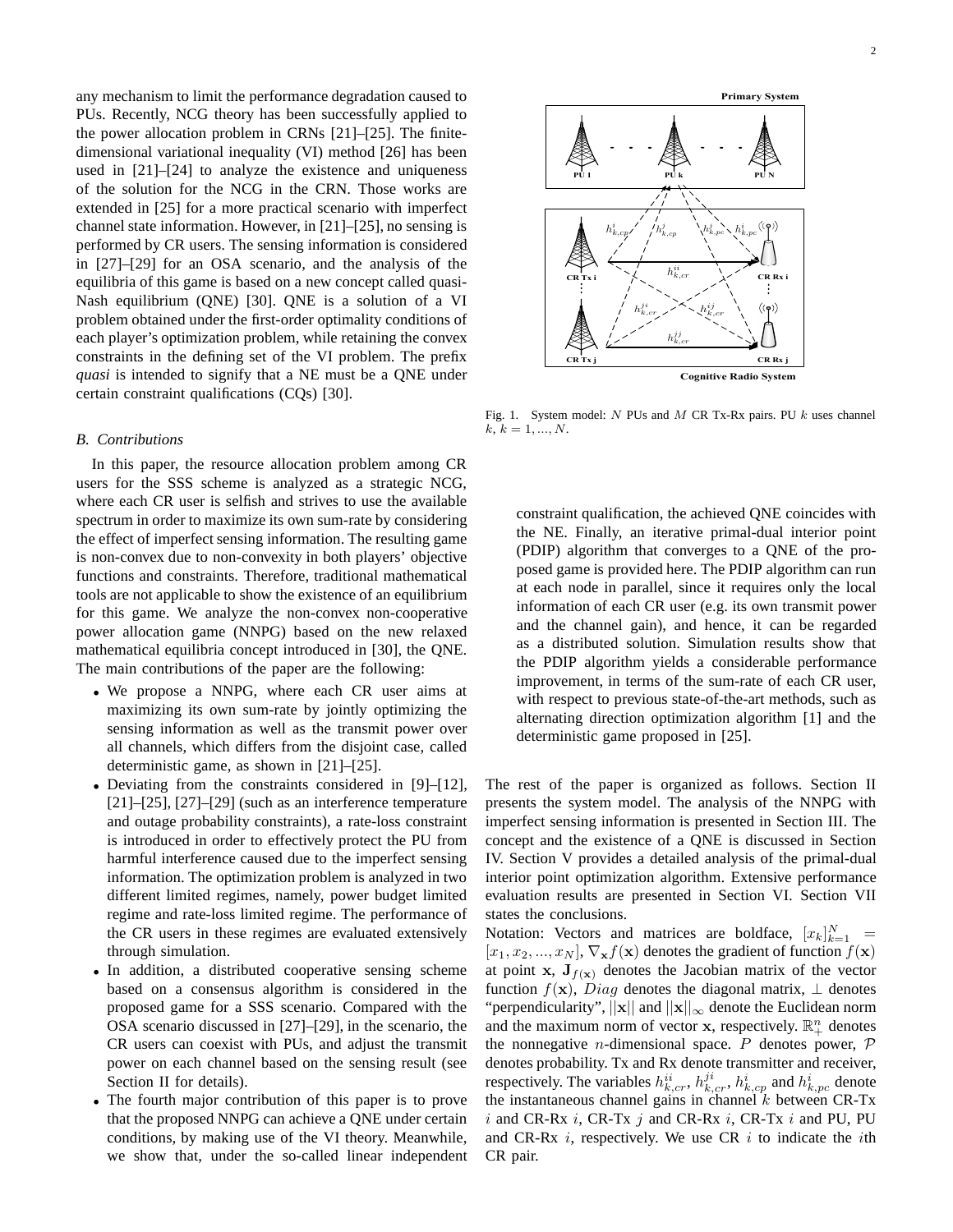any mechanism to limit the performance degradation caused to PUs. Recently, NCG theory has been successfully applied to the power allocation problem in CRNs [21]–[25]. The finite-dimensional variational inequality (VI) method [26] has been used in [21]–[24] to analyze the existence and uniqueness of the solution for the NCG in the CRN. Those works are extended in [25] for a more practical scenario with imperfect channel state information. However, in [21]–[25], no sensing is performed by CR users. The sensing information is considered in [27]–[29] for an OSA scenario, and the analysis of the equilibria of this game is based on a new concept called quasi-Nash equilibrium (QNE) [30]. QNE is a solution of a VI problem obtained under the first-order optimality conditions of each player's optimization problem, while retaining the convex constraints in the defining set of the VI problem. The prefix *quasi* is intended to signify that a NE must be a QNE under certain constraint qualifications (CQs) [30].

Primary System

PU 1

PU k

PU N

$h^i_{k,cp}$ $h^j_{k,cp}$ $h^j_{k,pc}$ $h^i_{k,pc}$

CR Tx i

$h^{ii}_{k,cr}$

CR Rx i

$h^{ji}_{k,cr}$ $h^{ij}_{k,cr}$

$h^{jj}_{k,cr}$

CR Tx j

CR Rx j

Cognitive Radio System

Fig. 1. System model: $N$ PUs and $M$ CR Tx-Rx pairs. PU $k$ uses channel $k$, $k = 1, ..., N$.

### B. Contributions

In this paper, the resource allocation problem among CR users for the SSS scheme is analyzed as a strategic NCG, where each CR user is selfish and strives to use the available spectrum in order to maximize its own sum-rate by considering the effect of imperfect sensing information. The resulting game is non-convex due to non-convexity in both players' objective functions and constraints. Therefore, traditional mathematical tools are not applicable to show the existence of an equilibrium for this game. We analyze the non-convex non-cooperative power allocation game (NNPG) based on the new relaxed mathematical equilibria concept introduced in [30], the QNE. The main contributions of the paper are the following:

- We propose a NNPG, where each CR user aims at maximizing its own sum-rate by jointly optimizing the sensing information as well as the transmit power over all channels, which differs from the disjoint case, called deterministic game, as shown in [21]–[25].
- Deviating from the constraints considered in [9]–[12], [21]–[25], [27]–[29] (such as an interference temperature and outage probability constraints), a rate-loss constraint is introduced in order to effectively protect the PU from harmful interference caused due to the imperfect sensing information. The optimization problem is analyzed in two different limited regimes, namely, power budget limited regime and rate-loss limited regime. The performance of the CR users in these regimes are evaluated extensively through simulation.
- In addition, a distributed cooperative sensing scheme based on a consensus algorithm is considered in the proposed game for a SSS scenario. Compared with the OSA scenario discussed in [27]–[29], in the scenario, the CR users can coexist with PUs, and adjust the transmit power on each channel based on the sensing result (see Section II for details).
- The fourth major contribution of this paper is to prove that the proposed NNPG can achieve a QNE under certain conditions, by making use of the VI theory. Meanwhile, we show that, under the so-called linear independent constraint qualification, the achieved QNE coincides with the NE. Finally, an iterative primal-dual interior point (PDIP) algorithm that converges to a QNE of the proposed game is provided here. The PDIP algorithm can run at each node in parallel, since it requires only the local information of each CR user (e.g. its own transmit power and the channel gain), and hence, it can be regarded as a distributed solution. Simulation results show that the PDIP algorithm yields a considerable performance improvement, in terms of the sum-rate of each CR user, with respect to previous state-of-the-art methods, such as alternating direction optimization algorithm [1] and the deterministic game proposed in [25].

The rest of the paper is organized as follows. Section II presents the system model. The analysis of the NNPG with imperfect sensing information is presented in Section III. The concept and the existence of a QNE is discussed in Section IV. Section V provides a detailed analysis of the primal-dual interior point optimization algorithm. Extensive performance evaluation results are presented in Section VI. Section VII states the conclusions.

Notation: Vectors and matrices are boldface, $[x_k]_{k=1}^N = [x_1, x_2, ..., x_N]$, $\nabla_{\mathbf{x}} f(\mathbf{x})$ denotes the gradient of function $f(\mathbf{x})$ at point $\mathbf{x}$, $\mathbf{J}_{f(\mathbf{x})}$ denotes the Jacobian matrix of the vector function $f(\mathbf{x})$, $Diag$ denotes the diagonal matrix, $\perp$ denotes "perpendicularity", $||\mathbf{x}||$ and $||\mathbf{x}||_\infty$ denote the Euclidean norm and the maximum norm of vector $\mathbf{x}$, respectively. $\mathbb{R}^n_+$ denotes the nonnegative $n$-dimensional space. $P$ denotes power, $\mathcal{P}$ denotes probability. Tx and Rx denote transmitter and receiver, respectively. The variables $h^{ii}_{k,cr}$, $h^{ji}_{k,cr}$, $h^i_{k,cp}$ and $h^i_{k,pc}$ denote the instantaneous channel gains in channel $k$ between CR-Tx $i$ and CR-Rx $i$, CR-Tx $j$ and CR-Rx $i$, CR-Tx $i$ and PU, PU and CR-Rx $i$, respectively. We use CR $i$ to indicate the $i$th CR pair.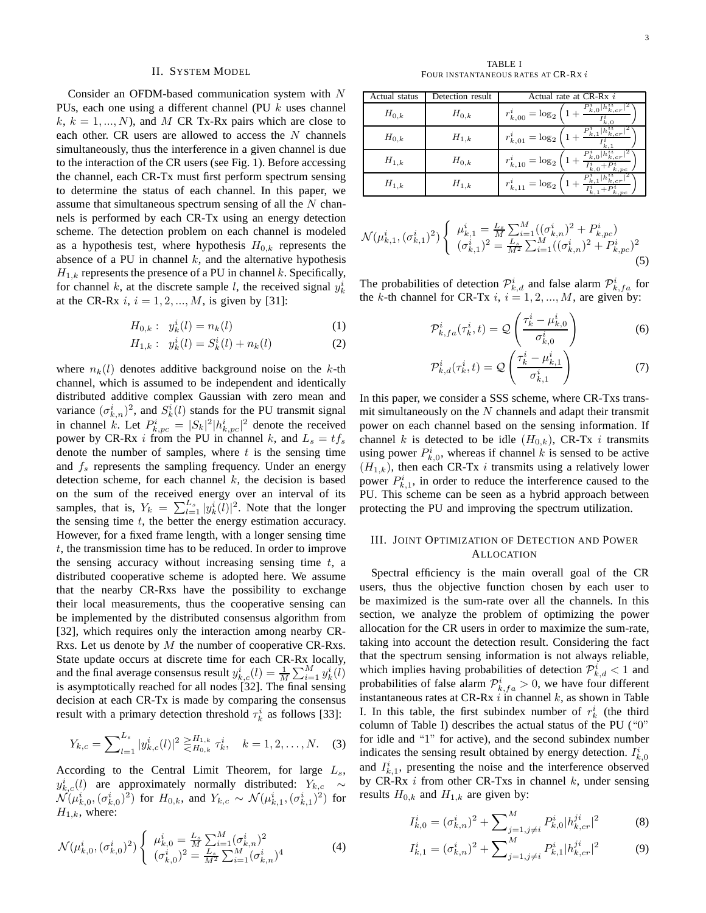## II. System Model

Consider an OFDM-based communication system with $N$ PUs, each one using a different channel (PU $k$ uses channel $k$, $k = 1, ..., N$), and $M$ CR Tx-Rx pairs which are close to each other. CR users are allowed to access the $N$ channels simultaneously, thus the interference in a given channel is due to the interaction of the CR users (see Fig. 1). Before accessing the channel, each CR-Tx must first perform spectrum sensing to determine the status of each channel. In this paper, we assume that simultaneous spectrum sensing of all the $N$ channels is performed by each CR-Tx using an energy detection scheme. The detection problem on each channel is modeled as a hypothesis test, where hypothesis $H_{0,k}$ represents the absence of a PU in channel $k$, and the alternative hypothesis $H_{1,k}$ represents the presence of a PU in channel $k$. Specifically, for channel $k$, at the discrete sample $l$, the received signal $y_k^i$ at the CR-Rx $i$, $i = 1, 2, ..., M$, is given by [31]:

$$H_{0,k}: \quad y_k^i(l) = n_k(l) \tag{1}$$

$$H_{1,k}: \quad y_k^i(l) = S_k^i(l) + n_k(l) \tag{2}$$

where $n_k(l)$ denotes additive background noise on the $k$-th channel, which is assumed to be independent and identically distributed additive complex Gaussian with zero mean and variance $(\sigma_{k,n}^i)^2$, and $S_k^i(l)$ stands for the PU transmit signal in channel $k$. Let $P_{k,pc}^i = |S_k|^2 |h_{k,pc}^i|^2$ denote the received power by CR-Rx $i$ from the PU in channel $k$, and $L_s = tf_s$ denote the number of samples, where $t$ is the sensing time and $f_s$ represents the sampling frequency. Under an energy detection scheme, for each channel $k$, the decision is based on the sum of the received energy over an interval of its samples, that is, $Y_k = \sum_{l=1}^{L_s} |y_k^i(l)|^2$. Note that the longer the sensing time $t$, the better the energy estimation accuracy. However, for a fixed frame length, with a longer sensing time $t$, the transmission time has to be reduced. In order to improve the sensing accuracy without increasing sensing time $t$, a distributed cooperative scheme is adopted here. We assume that the nearby CR-Rxs have the possibility to exchange their local measurements, thus the cooperative sensing can be implemented by the distributed consensus algorithm from [32], which requires only the interaction among nearby CR-Rxs. Let us denote by $M$ the number of cooperative CR-Rxs. State update occurs at discrete time for each CR-Rx locally, and the final average consensus result $y_{k,c}^i(l) = \frac{1}{M}\sum_{i=1}^M y_k^i(l)$ is asymptotically reached for all nodes [32]. The final sensing decision at each CR-Tx is made by comparing the consensus result with a primary detection threshold $\tau_k^i$ as follows [33]:

$$Y_{k,c} = \sum_{l=1}^{L_s} |y_{k,c}^i(l)|^2 \underset{H_{0,k}}{\overset{H_{1,k}}{\gtrless}} \tau_k^i, \quad k = 1, 2, \ldots, N. \tag{3}$$

According to the Central Limit Theorem, for large $L_s$, $y_{k,c}^i(l)$ are approximately normally distributed: $Y_{k,c} \sim \mathcal{N}(\mu_{k,0}^i, (\sigma_{k,0}^i)^2)$ for $H_{0,k}$, and $Y_{k,c} \sim \mathcal{N}(\mu_{k,1}^i, (\sigma_{k,1}^i)^2)$ for $H_{1,k}$, where:

$$\mathcal{N}(\mu_{k,0}^i, (\sigma_{k,0}^i)^2) \begin{cases} \mu_{k,0}^i = \frac{L_s}{M}\sum_{i=1}^M (\sigma_{k,n}^i)^2 \\ (\sigma_{k,0}^i)^2 = \frac{L_s}{M^2}\sum_{i=1}^M (\sigma_{k,n}^i)^4 \end{cases} \tag{4}$$

TABLE I
Four instantaneous rates at CR-Rx $i$

| Actual status | Detection result | Actual rate at CR-Rx $i$ |
|---|---|---|
| $H_{0,k}$ | $H_{0,k}$ | $r_{k,00}^i = \log_2\left(1 + \frac{P_{k,0}^i \lvert h_{k,cr}^{ii}\rvert^2}{I_{k,0}^i}\right)$ |
| $H_{0,k}$ | $H_{1,k}$ | $r_{k,01}^i = \log_2\left(1 + \frac{P_{k,1}^i \lvert h_{k,cr}^{ii}\rvert^2}{I_{k,1}^i}\right)$ |
| $H_{1,k}$ | $H_{0,k}$ | $r_{k,10}^i = \log_2\left(1 + \frac{P_{k,0}^i \lvert h_{k,cr}^{ii}\rvert^2}{I_{k,0}^i + P_{k,pc}^i}\right)$ |
| $H_{1,k}$ | $H_{1,k}$ | $r_{k,11}^i = \log_2\left(1 + \frac{P_{k,1}^i \lvert h_{k,cr}^{ii}\rvert^2}{I_{k,1}^i + P_{k,pc}^i}\right)$ |

$$\mathcal{N}(\mu_{k,1}^i, (\sigma_{k,1}^i)^2) \begin{cases} \mu_{k,1}^i = \frac{L_s}{M}\sum_{i=1}^M ((\sigma_{k,n}^i)^2 + P_{k,pc}^i) \\ (\sigma_{k,1}^i)^2 = \frac{L_s}{M^2}\sum_{i=1}^M ((\sigma_{k,n}^i)^2 + P_{k,pc}^i)^2 \end{cases} \tag{5}$$

The probabilities of detection $\mathcal{P}_{k,d}^i$ and false alarm $\mathcal{P}_{k,fa}^i$ for the $k$-th channel for CR-Tx $i$, $i = 1, 2, ..., M$, are given by:

$$\mathcal{P}_{k,fa}^i(\tau_k^i, t) = \mathcal{Q}\left(\frac{\tau_k^i - \mu_{k,0}^i}{\sigma_{k,0}^i}\right) \tag{6}$$

$$\mathcal{P}_{k,d}^i(\tau_k^i, t) = \mathcal{Q}\left(\frac{\tau_k^i - \mu_{k,1}^i}{\sigma_{k,1}^i}\right) \tag{7}$$

In this paper, we consider a SSS scheme, where CR-Txs transmit simultaneously on the $N$ channels and adapt their transmit power on each channel based on the sensing information. If channel $k$ is detected to be idle ($H_{0,k}$), CR-Tx $i$ transmits using power $P_{k,0}^i$, whereas if channel $k$ is sensed to be active ($H_{1,k}$), then each CR-Tx $i$ transmits using a relatively lower power $P_{k,1}^i$, in order to reduce the interference caused to the PU. This scheme can be seen as a hybrid approach between protecting the PU and improving the spectrum utilization.

## III. Joint Optimization of Detection and Power Allocation

Spectral efficiency is the main overall goal of the CR users, thus the objective function chosen by each user to be maximized is the sum-rate over all the channels. In this section, we analyze the problem of optimizing the power allocation for the CR users in order to maximize the sum-rate, taking into account the detection result. Considering the fact that the spectrum sensing information is not always reliable, which implies having probabilities of detection $\mathcal{P}_{k,d}^i < 1$ and probabilities of false alarm $\mathcal{P}_{k,fa}^i > 0$, we have four different instantaneous rates at CR-Rx $i$ in channel $k$, as shown in Table I. In this table, the first subindex number of $r_k^i$ (the third column of Table I) describes the actual status of the PU ("0" for idle and "1" for active), and the second subindex number indicates the sensing result obtained by energy detection. $I_{k,0}^i$ and $I_{k,1}^i$, presenting the noise and the interference observed by CR-Rx $i$ from other CR-Txs in channel $k$, under sensing results $H_{0,k}$ and $H_{1,k}$ are given by:

$$I_{k,0}^i = (\sigma_{k,n}^i)^2 + \sum_{j=1, j\neq i}^{M} P_{k,0}^i |h_{k,cr}^{ji}|^2 \tag{8}$$

$$I_{k,1}^i = (\sigma_{k,n}^i)^2 + \sum_{j=1, j\neq i}^{M} P_{k,1}^i |h_{k,cr}^{ji}|^2 \tag{9}$$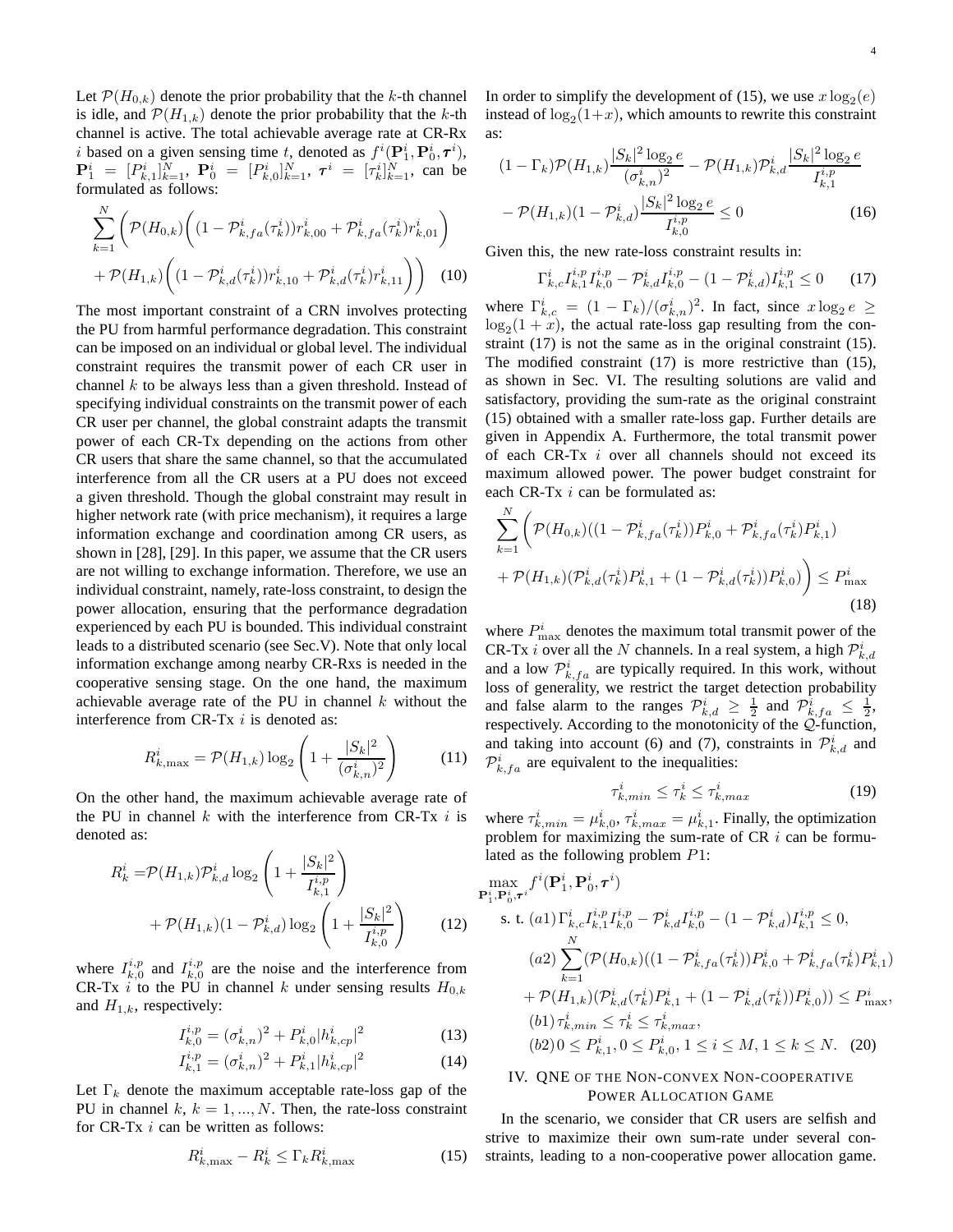Let $\mathcal{P}(H_{0,k})$ denote the prior probability that the $k$-th channel is idle, and $\mathcal{P}(H_{1,k})$ denote the prior probability that the $k$-th channel is active. The total achievable average rate at CR-Rx $i$ based on a given sensing time $t$, denoted as $f^i(\mathbf{P}_1^i, \mathbf{P}_0^i, \boldsymbol{\tau}^i)$, $\mathbf{P}_1^i = [P_{k,1}^i]_{k=1}^N$, $\mathbf{P}_0^i = [P_{k,0}^i]_{k=1}^N$, $\boldsymbol{\tau}^i = [\tau_k^i]_{k=1}^N$, can be formulated as follows:

$$\sum_{k=1}^{N} \Bigg( \mathcal{P}(H_{0,k}) \bigg( (1 - \mathcal{P}_{k,fa}^i(\tau_k^i)) r_{k,00}^i + \mathcal{P}_{k,fa}^i(\tau_k^i) r_{k,01}^i \bigg) + \mathcal{P}(H_{1,k}) \bigg( (1 - \mathcal{P}_{k,d}^i(\tau_k^i)) r_{k,10}^i + \mathcal{P}_{k,d}^i(\tau_k^i) r_{k,11}^i \bigg) \Bigg) \quad (10)$$

The most important constraint of a CRN involves protecting the PU from harmful performance degradation. This constraint can be imposed on an individual or global level. The individual constraint requires the transmit power of each CR user in channel $k$ to be always less than a given threshold. Instead of specifying individual constraints on the transmit power of each CR user per channel, the global constraint adapts the transmit power of each CR-Tx depending on the actions from other CR users that share the same channel, so that the accumulated interference from all the CR users at a PU does not exceed a given threshold. Though the global constraint may result in higher network rate (with price mechanism), it requires a large information exchange and coordination among CR users, as shown in [28], [29]. In this paper, we assume that the CR users are not willing to exchange information. Therefore, we use an individual constraint, namely, rate-loss constraint, to design the power allocation, ensuring that the performance degradation experienced by each PU is bounded. This individual constraint leads to a distributed scenario (see Sec.V). Note that only local information exchange among nearby CR-Rxs is needed in the cooperative sensing stage. On the one hand, the maximum achievable average rate of the PU in channel $k$ without the interference from CR-Tx $i$ is denoted as:

$$R_{k,\max}^i = \mathcal{P}(H_{1,k}) \log_2 \left( 1 + \frac{|S_k|^2}{(\sigma_{k,n}^i)^2} \right) \quad (11)$$

On the other hand, the maximum achievable average rate of the PU in channel $k$ with the interference from CR-Tx $i$ is denoted as:

$$R_k^i = \mathcal{P}(H_{1,k}) \mathcal{P}_{k,d}^i \log_2 \left( 1 + \frac{|S_k|^2}{I_{k,1}^{i,p}} \right) + \mathcal{P}(H_{1,k})(1 - \mathcal{P}_{k,d}^i) \log_2 \left( 1 + \frac{|S_k|^2}{I_{k,0}^{i,p}} \right) \quad (12)$$

where $I_{k,0}^{i,p}$ and $I_{k,0}^{i,p}$ are the noise and the interference from CR-Tx $i$ to the PU in channel $k$ under sensing results $H_{0,k}$ and $H_{1,k}$, respectively:

$$I_{k,0}^{i,p} = (\sigma_{k,n}^i)^2 + P_{k,0}^i |h_{k,cp}^i|^2 \quad (13)$$

$$I_{k,1}^{i,p} = (\sigma_{k,n}^i)^2 + P_{k,1}^i |h_{k,cp}^i|^2 \quad (14)$$

Let $\Gamma_k$ denote the maximum acceptable rate-loss gap of the PU in channel $k$, $k = 1, ..., N$. Then, the rate-loss constraint for CR-Tx $i$ can be written as follows:

$$R_{k,\max}^i - R_k^i \leq \Gamma_k R_{k,\max}^i \quad (15)$$

In order to simplify the development of (15), we use $x \log_2(e)$ instead of $\log_2(1+x)$, which amounts to rewrite this constraint as:

$$(1 - \Gamma_k)\mathcal{P}(H_{1,k}) \frac{|S_k|^2 \log_2 e}{(\sigma_{k,n}^i)^2} - \mathcal{P}(H_{1,k}) \mathcal{P}_{k,d}^i \frac{|S_k|^2 \log_2 e}{I_{k,1}^{i,p}} - \mathcal{P}(H_{1,k})(1 - \mathcal{P}_{k,d}^i) \frac{|S_k|^2 \log_2 e}{I_{k,0}^{i,p}} \leq 0 \quad (16)$$

Given this, the new rate-loss constraint results in:

$$\Gamma_{k,c}^i I_{k,1}^{i,p} I_{k,0}^{i,p} - \mathcal{P}_{k,d}^i I_{k,0}^{i,p} - (1 - \mathcal{P}_{k,d}^i) I_{k,1}^{i,p} \leq 0 \quad (17)$$

where $\Gamma_{k,c}^i = (1 - \Gamma_k)/(\sigma_{k,n}^i)^2$. In fact, since $x \log_2 e \geq \log_2(1 + x)$, the actual rate-loss gap resulting from the constraint (17) is not the same as in the original constraint (15). The modified constraint (17) is more restrictive than (15), as shown in Sec. VI. The resulting solutions are valid and satisfactory, providing the sum-rate as the original constraint (15) obtained with a smaller rate-loss gap. Further details are given in Appendix A. Furthermore, the total transmit power of each CR-Tx $i$ over all channels should not exceed its maximum allowed power. The power budget constraint for each CR-Tx $i$ can be formulated as:

$$\sum_{k=1}^{N} \Bigg( \mathcal{P}(H_{0,k})((1 - \mathcal{P}_{k,fa}^i(\tau_k^i)) P_{k,0}^i + \mathcal{P}_{k,fa}^i(\tau_k^i) P_{k,1}^i) + \mathcal{P}(H_{1,k})(\mathcal{P}_{k,d}^i(\tau_k^i) P_{k,1}^i + (1 - \mathcal{P}_{k,d}^i(\tau_k^i)) P_{k,0}^i) \Bigg) \leq P_{\max}^i \quad (18)$$

where $P_{\max}^i$ denotes the maximum total transmit power of the CR-Tx $i$ over all the $N$ channels. In a real system, a high $\mathcal{P}_{k,d}^i$ and a low $\mathcal{P}_{k,fa}^i$ are typically required. In this work, without loss of generality, we restrict the target detection probability and false alarm to the ranges $\mathcal{P}_{k,d}^i \geq \frac{1}{2}$ and $\mathcal{P}_{k,fa}^i \leq \frac{1}{2}$, respectively. According to the monotonicity of the $\mathcal{Q}$-function, and taking into account (6) and (7), constraints in $\mathcal{P}_{k,d}^i$ and $\mathcal{P}_{k,fa}^i$ are equivalent to the inequalities:

$$\tau_{k,min}^i \leq \tau_k^i \leq \tau_{k,max}^i \quad (19)$$

where $\tau_{k,min}^i = \mu_{k,0}^i$, $\tau_{k,max}^i = \mu_{k,1}^i$. Finally, the optimization problem for maximizing the sum-rate of CR $i$ can be formulated as the following problem $P1$:

$$\begin{aligned}
&\max_{\mathbf{P}_1^i, \mathbf{P}_0^i, \boldsymbol{\tau}^i} f^i(\mathbf{P}_1^i, \mathbf{P}_0^i, \boldsymbol{\tau}^i) \\
&\text{s. t. } (a1)\, \Gamma_{k,c}^i I_{k,1}^{i,p} I_{k,0}^{i,p} - \mathcal{P}_{k,d}^i I_{k,0}^{i,p} - (1 - \mathcal{P}_{k,d}^i) I_{k,1}^{i,p} \leq 0, \\
&\quad (a2) \sum_{k=1}^{N} (\mathcal{P}(H_{0,k})((1 - \mathcal{P}_{k,fa}^i(\tau_k^i)) P_{k,0}^i + \mathcal{P}_{k,fa}^i(\tau_k^i) P_{k,1}^i) \\
&\quad + \mathcal{P}(H_{1,k})(\mathcal{P}_{k,d}^i(\tau_k^i) P_{k,1}^i + (1 - \mathcal{P}_{k,d}^i(\tau_k^i)) P_{k,0}^i)) \leq P_{\max}^i, \\
&\quad (b1)\, \tau_{k,min}^i \leq \tau_k^i \leq \tau_{k,max}^i, \\
&\quad (b2)\, 0 \leq P_{k,1}^i, 0 \leq P_{k,0}^i, 1 \leq i \leq M, 1 \leq k \leq N. \quad (20)
\end{aligned}$$

## IV. QNE of the Non-convex Non-cooperative Power Allocation Game

In the scenario, we consider that CR users are selfish and strive to maximize their own sum-rate under several constraints, leading to a non-cooperative power allocation game.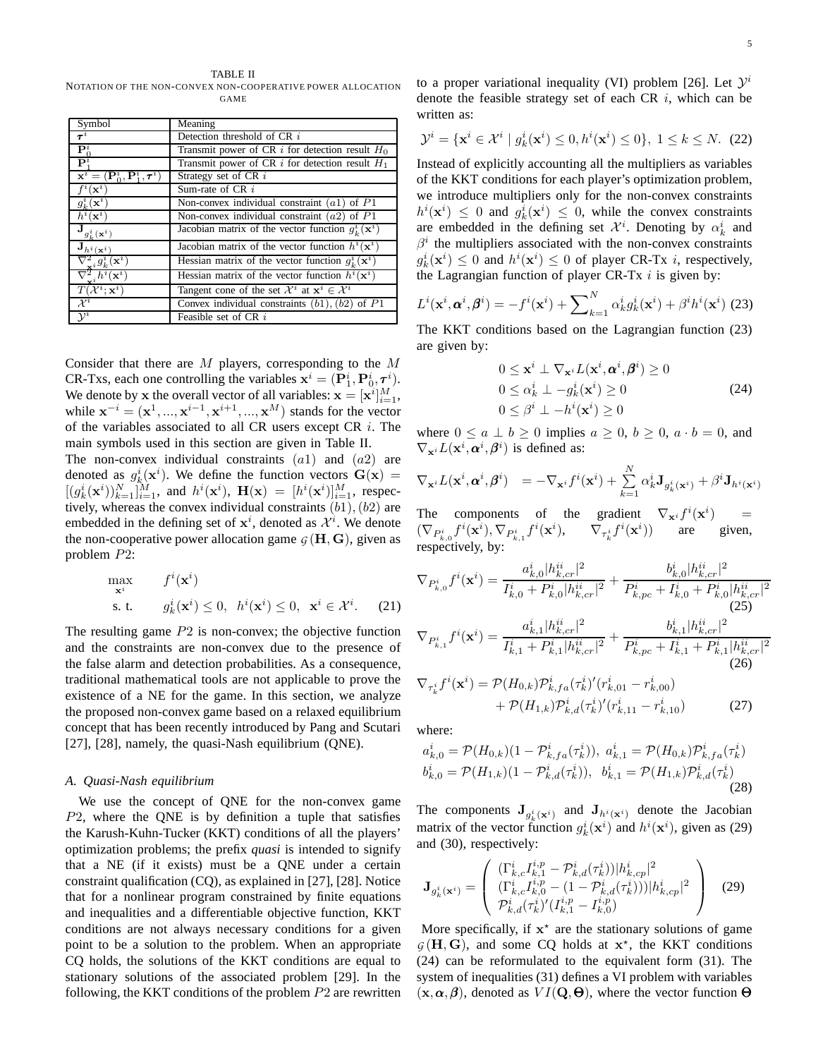TABLE II
NOTATION OF THE NON-CONVEX NON-COOPERATIVE POWER ALLOCATION GAME

| Symbol | Meaning |
| --- | --- |
| $\boldsymbol{\tau}^i$ | Detection threshold of CR $i$ |
| $\mathbf{P}_0^i$ | Transmit power of CR $i$ for detection result $H_0$ |
| $\mathbf{P}_1^i$ | Transmit power of CR $i$ for detection result $H_1$ |
| $\mathbf{x}^i = (\mathbf{P}_0^i, \mathbf{P}_1^i, \boldsymbol{\tau}^i)$ | Strategy set of CR $i$ |
| $f^i(\mathbf{x}^i)$ | Sum-rate of CR $i$ |
| $g_k^i(\mathbf{x}^i)$ | Non-convex individual constraint $(a1)$ of $P1$ |
| $h^i(\mathbf{x}^i)$ | Non-convex individual constraint $(a2)$ of $P1$ |
| $\mathbf{J}_{g_k^i(\mathbf{x}^i)}$ | Jacobian matrix of the vector function $g_k^i(\mathbf{x}^i)$ |
| $\mathbf{J}_{h^i(\mathbf{x}^i)}$ | Jacobian matrix of the vector function $h^i(\mathbf{x}^i)$ |
| $\nabla^2_{\mathbf{x}^i} g_k^i(\mathbf{x}^i)$ | Hessian matrix of the vector function $g_k^i(\mathbf{x}^i)$ |
| $\nabla^2_{\mathbf{x}^i} h^i(\mathbf{x}^i)$ | Hessian matrix of the vector function $h^i(\mathbf{x}^i)$ |
| $T(\mathcal{X}^i;\mathbf{x}^i)$ | Tangent cone of the set $\mathcal{X}^i$ at $\mathbf{x}^i \in \mathcal{X}^i$ |
| $\mathcal{X}^i$ | Convex individual constraints $(b1), (b2)$ of $P1$ |
| $\mathcal{Y}^i$ | Feasible set of CR $i$ |

Consider that there are $M$ players, corresponding to the $M$ CR-Txs, each one controlling the variables $\mathbf{x}^i = (\mathbf{P}_1^i, \mathbf{P}_0^i, \boldsymbol{\tau}^i)$. We denote by $\mathbf{x}$ the overall vector of all variables: $\mathbf{x} = [\mathbf{x}^i]_{i=1}^M$, while $\mathbf{x}^{-i} = (\mathbf{x}^1, ..., \mathbf{x}^{i-1}, \mathbf{x}^{i+1}, ..., \mathbf{x}^M)$ stands for the vector of the variables associated to all CR users except CR $i$. The main symbols used in this section are given in Table II.

The non-convex individual constraints $(a1)$ and $(a2)$ are denoted as $g_k^i(\mathbf{x}^i)$. We define the function vectors $\mathbf{G}(\mathbf{x}) = [(g_k^i(\mathbf{x}^i))_{k=1}^N]_{i=1}^M$, and $h^i(\mathbf{x}^i)$, $\mathbf{H}(\mathbf{x}) = [h^i(\mathbf{x}^i)]_{i=1}^M$, respectively, whereas the convex individual constraints $(b1), (b2)$ are embedded in the defining set of $\mathbf{x}^i$, denoted as $\mathcal{X}^i$. We denote the non-cooperative power allocation game $\mathcal{G}(\mathbf{H}, \mathbf{G})$, given as problem $P2$:

$$\max_{\mathbf{x}^i} \quad f^i(\mathbf{x}^i) \qquad \text{s. t.} \quad g_k^i(\mathbf{x}^i) \leq 0, \;\; h^i(\mathbf{x}^i) \leq 0, \;\; \mathbf{x}^i \in \mathcal{X}^i. \tag{21}$$

The resulting game $P2$ is non-convex; the objective function and the constraints are non-convex due to the presence of the false alarm and detection probabilities. As a consequence, traditional mathematical tools are not applicable to prove the existence of a NE for the game. In this section, we analyze the proposed non-convex game based on a relaxed equilibrium concept that has been recently introduced by Pang and Scutari [27], [28], namely, the quasi-Nash equilibrium (QNE).

### A. Quasi-Nash equilibrium

We use the concept of QNE for the non-convex game $P2$, where the QNE is by definition a tuple that satisfies the Karush-Kuhn-Tucker (KKT) conditions of all the players' optimization problems; the prefix *quasi* is intended to signify that a NE (if it exists) must be a QNE under a certain constraint qualification (CQ), as explained in [27], [28]. Notice that for a nonlinear program constrained by finite equations and inequalities and a differentiable objective function, KKT conditions are not always necessary conditions for a given point to be a solution to the problem. When an appropriate CQ holds, the solutions of the KKT conditions are equal to stationary solutions of the associated problem [29]. In the following, the KKT conditions of the problem $P2$ are rewritten to a proper variational inequality (VI) problem [26]. Let $\mathcal{Y}^i$ denote the feasible strategy set of each CR $i$, which can be written as:

$$\mathcal{Y}^i = \{\mathbf{x}^i \in \mathcal{X}^i \mid g_k^i(\mathbf{x}^i) \leq 0, h^i(\mathbf{x}^i) \leq 0\}, \; 1 \leq k \leq N. \tag{22}$$

Instead of explicitly accounting all the multipliers as variables of the KKT conditions for each player's optimization problem, we introduce multipliers only for the non-convex constraints $h^i(\mathbf{x}^i) \leq 0$ and $g_k^i(\mathbf{x}^i) \leq 0$, while the convex constraints are embedded in the defining set $\mathcal{X}^i$. Denoting by $\alpha_k^i$ and $\beta^i$ the multipliers associated with the non-convex constraints $g_k^i(\mathbf{x}^i) \leq 0$ and $h^i(\mathbf{x}^i) \leq 0$ of player CR-Tx $i$, respectively, the Lagrangian function of player CR-Tx $i$ is given by:

$$L^i(\mathbf{x}^i, \boldsymbol{\alpha}^i, \boldsymbol{\beta}^i) = -f^i(\mathbf{x}^i) + \sum\nolimits_{k=1}^N \alpha_k^i g_k^i(\mathbf{x}^i) + \beta^i h^i(\mathbf{x}^i) \tag{23}$$

The KKT conditions based on the Lagrangian function (23) are given by:

$$\begin{aligned} 0 &\leq \mathbf{x}^i \perp \nabla_{\mathbf{x}^i} L(\mathbf{x}^i, \boldsymbol{\alpha}^i, \boldsymbol{\beta}^i) \geq 0 \\ 0 &\leq \alpha_k^i \perp -g_k^i(\mathbf{x}^i) \geq 0 \\ 0 &\leq \beta^i \perp -h^i(\mathbf{x}^i) \geq 0 \end{aligned} \tag{24}$$

where $0 \leq a \perp b \geq 0$ implies $a \geq 0$, $b \geq 0$, $a \cdot b = 0$, and $\nabla_{\mathbf{x}^i} L(\mathbf{x}^i, \boldsymbol{\alpha}^i, \boldsymbol{\beta}^i)$ is defined as:

$$\nabla_{\mathbf{x}^i} L(\mathbf{x}^i, \boldsymbol{\alpha}^i, \boldsymbol{\beta}^i) \;\; = -\nabla_{\mathbf{x}^i} f^i(\mathbf{x}^i) + \sum_{k=1}^N \alpha_k^i \mathbf{J}_{g_k^i(\mathbf{x}^i)} + \beta^i \mathbf{J}_{h^i(\mathbf{x}^i)}$$

The components of the gradient $\nabla_{\mathbf{x}^i} f^i(\mathbf{x}^i) = (\nabla_{P_{k,0}^i} f^i(\mathbf{x}^i), \nabla_{P_{k,1}^i} f^i(\mathbf{x}^i), \quad \nabla_{\tau_k^i} f^i(\mathbf{x}^i))$ are given, respectively, by:

$$\nabla_{P_{k,0}^i} f^i(\mathbf{x}^i) = \frac{a_{k,0}^i |h_{k,cr}^{ii}|^2}{I_{k,0}^i + P_{k,0}^i |h_{k,cr}^{ii}|^2} + \frac{b_{k,0}^i |h_{k,cr}^{ii}|^2}{P_{k,pc}^i + I_{k,0}^i + P_{k,0}^i |h_{k,cr}^{ii}|^2} \tag{25}$$

$$\nabla_{P_{k,1}^i} f^i(\mathbf{x}^i) = \frac{a_{k,1}^i |h_{k,cr}^{ii}|^2}{I_{k,1}^i + P_{k,1}^i |h_{k,cr}^{ii}|^2} + \frac{b_{k,1}^i |h_{k,cr}^{ii}|^2}{P_{k,pc}^i + I_{k,1}^i + P_{k,1}^i |h_{k,cr}^{ii}|^2} \tag{26}$$

$$\begin{aligned} \nabla_{\tau_k^i} f^i(\mathbf{x}^i) &= \mathcal{P}(H_{0,k}) \mathcal{P}_{k,fa}^i(\tau_k^i)'(r_{k,01}^i - r_{k,00}^i) \\ &\quad + \mathcal{P}(H_{1,k}) \mathcal{P}_{k,d}^i(\tau_k^i)'(r_{k,11}^i - r_{k,10}^i) \end{aligned} \tag{27}$$

where:

$$\begin{aligned} a_{k,0}^i &= \mathcal{P}(H_{0,k})(1 - \mathcal{P}_{k,fa}^i(\tau_k^i)), \;\; a_{k,1}^i = \mathcal{P}(H_{0,k}) \mathcal{P}_{k,fa}^i(\tau_k^i) \\ b_{k,0}^i &= \mathcal{P}(H_{1,k})(1 - \mathcal{P}_{k,d}^i(\tau_k^i)), \;\; b_{k,1}^i = \mathcal{P}(H_{1,k}) \mathcal{P}_{k,d}^i(\tau_k^i) \end{aligned} \tag{28}$$

The components $\mathbf{J}_{g_k^i(\mathbf{x}^i)}$ and $\mathbf{J}_{h^i(\mathbf{x}^i)}$ denote the Jacobian matrix of the vector function $g_k^i(\mathbf{x}^i)$ and $h^i(\mathbf{x}^i)$, given as (29) and (30), respectively:

$$\mathbf{J}_{g_k^i(\mathbf{x}^i)} = \begin{pmatrix} (\Gamma_{k,c}^i I_{k,1}^{i,p} - \mathcal{P}_{k,d}^i(\tau_k^i)) |h_{k,cp}^i|^2 \\ (\Gamma_{k,c}^i I_{k,0}^{i,p} - (1 - \mathcal{P}_{k,d}^i(\tau_k^i))) |h_{k,cp}^i|^2 \\ \mathcal{P}_{k,d}^i(\tau_k^i)'(I_{k,1}^{i,p} - I_{k,0}^{i,p}) \end{pmatrix} \tag{29}$$

More specifically, if $\mathbf{x}^\star$ are the stationary solutions of game $\mathcal{G}(\mathbf{H}, \mathbf{G})$, and some CQ holds at $\mathbf{x}^\star$, the KKT conditions (24) can be reformulated to the equivalent form (31). The system of inequalities (31) defines a VI problem with variables $(\mathbf{x}, \boldsymbol{\alpha}, \boldsymbol{\beta})$, denoted as $VI(\mathbf{Q}, \boldsymbol{\Theta})$, where the vector function $\boldsymbol{\Theta}$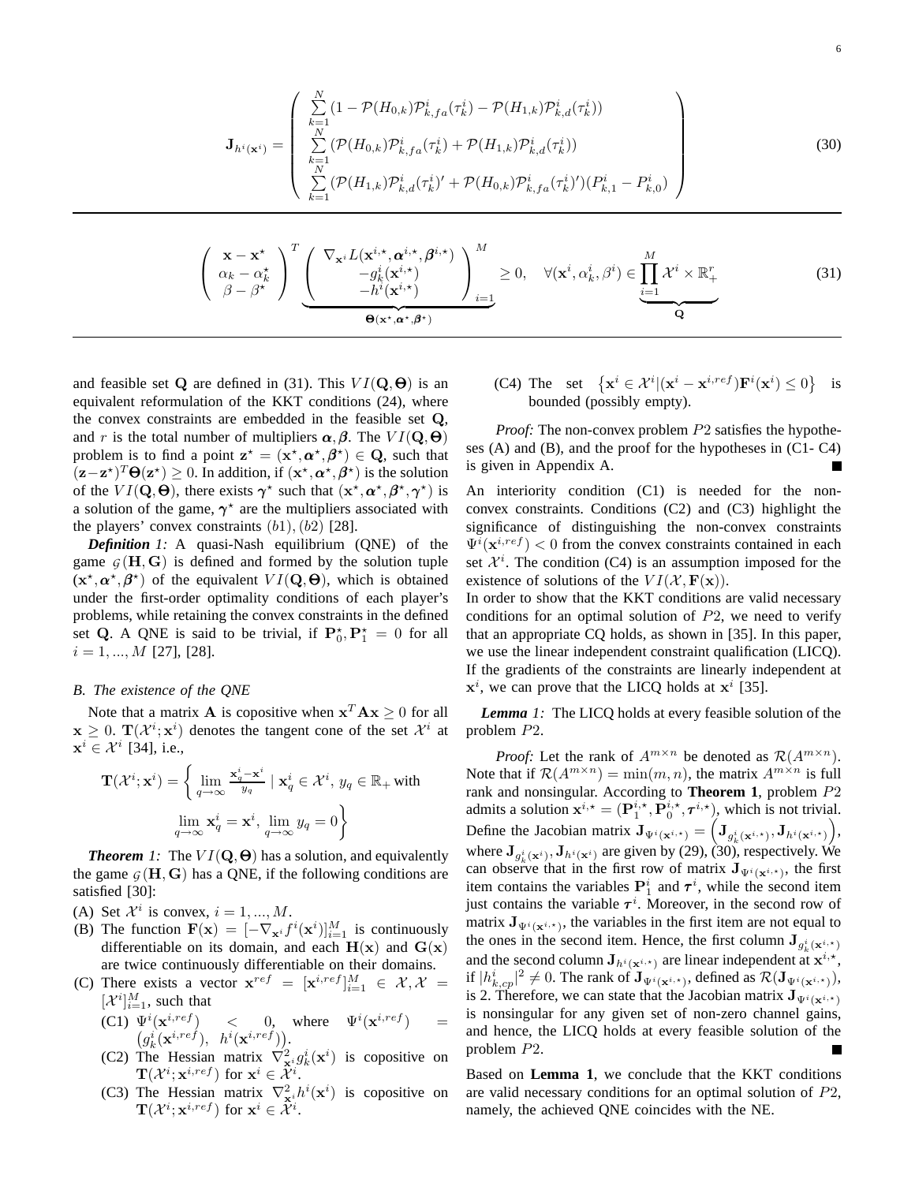$$
\mathbf{J}_{h^i(\mathbf{x}^i)} = \begin{pmatrix} \sum\limits_{k=1}^{N} (1 - \mathcal{P}(H_{0,k})\mathcal{P}^i_{k,fa}(\tau^i_k) - \mathcal{P}(H_{1,k})\mathcal{P}^i_{k,d}(\tau^i_k)) \\ \sum\limits_{k=1}^{N} (\mathcal{P}(H_{0,k})\mathcal{P}^i_{k,fa}(\tau^i_k) + \mathcal{P}(H_{1,k})\mathcal{P}^i_{k,d}(\tau^i_k)) \\ \sum\limits_{k=1}^{N} (\mathcal{P}(H_{1,k})\mathcal{P}^i_{k,d}(\tau^i_k)' + \mathcal{P}(H_{0,k})\mathcal{P}^i_{k,fa}(\tau^i_k)')(P^i_{k,1} - P^i_{k,0}) \end{pmatrix} \tag{30}
$$

$$
\begin{pmatrix} \mathbf{x} - \mathbf{x}^\star \\ \alpha_k - \alpha_k^\star \\ \beta - \beta^\star \end{pmatrix}^T \underbrace{\begin{pmatrix} \nabla_{\mathbf{x}^i} L(\mathbf{x}^{i,\star}, \boldsymbol{\alpha}^{i,\star}, \boldsymbol{\beta}^{i,\star}) \\ -g^i_k(\mathbf{x}^{i,\star}) \\ -h^i(\mathbf{x}^{i,\star}) \end{pmatrix}_{i=1}^{M}}_{\boldsymbol{\Theta}(\mathbf{x}^\star, \boldsymbol{\alpha}^\star, \boldsymbol{\beta}^\star)} \geq 0, \quad \forall (\mathbf{x}^i, \alpha^i_k, \beta^i) \in \underbrace{\prod_{i=1}^{M} \mathcal{X}^i \times \mathbb{R}^r_+}_{\mathbf{Q}} \tag{31}
$$

and feasible set $\mathbf{Q}$ are defined in (31). This $VI(\mathbf{Q}, \boldsymbol{\Theta})$ is an equivalent reformulation of the KKT conditions (24), where the convex constraints are embedded in the feasible set $\mathbf{Q}$, and $r$ is the total number of multipliers $\boldsymbol{\alpha}, \boldsymbol{\beta}$. The $VI(\mathbf{Q}, \boldsymbol{\Theta})$ problem is to find a point $\mathbf{z}^\star = (\mathbf{x}^\star, \boldsymbol{\alpha}^\star, \boldsymbol{\beta}^\star) \in \mathbf{Q}$, such that $(\mathbf{z} - \mathbf{z}^\star)^T \boldsymbol{\Theta}(\mathbf{z}^\star) \geq 0$. In addition, if $(\mathbf{x}^\star, \boldsymbol{\alpha}^\star, \boldsymbol{\beta}^\star)$ is the solution of the $VI(\mathbf{Q}, \boldsymbol{\Theta})$, there exists $\boldsymbol{\gamma}^\star$ such that $(\mathbf{x}^\star, \boldsymbol{\alpha}^\star, \boldsymbol{\beta}^\star, \boldsymbol{\gamma}^\star)$ is a solution of the game, $\boldsymbol{\gamma}^\star$ are the multipliers associated with the players' convex constraints $(b1), (b2)$ [28].

***Definition 1:*** A quasi-Nash equilibrium (QNE) of the game $\mathcal{G}(\mathbf{H}, \mathbf{G})$ is defined and formed by the solution tuple $(\mathbf{x}^\star, \boldsymbol{\alpha}^\star, \boldsymbol{\beta}^\star)$ of the equivalent $VI(\mathbf{Q}, \boldsymbol{\Theta})$, which is obtained under the first-order optimality conditions of each player's problems, while retaining the convex constraints in the defined set $\mathbf{Q}$. A QNE is said to be trivial, if $\mathbf{P}^\star_0, \mathbf{P}^\star_1 = 0$ for all $i = 1, ..., M$ [27], [28].

### B. The existence of the QNE

Note that a matrix $\mathbf{A}$ is copositive when $\mathbf{x}^T \mathbf{A} \mathbf{x} \geq 0$ for all $\mathbf{x} \geq 0$. $\mathbf{T}(\mathcal{X}^i; \mathbf{x}^i)$ denotes the tangent cone of the set $\mathcal{X}^i$ at $\mathbf{x}^i \in \mathcal{X}^i$ [34], i.e.,

$$
\mathbf{T}(\mathcal{X}^i; \mathbf{x}^i) = \left\{ \lim_{q \to \infty} \frac{\mathbf{x}^i_q - \mathbf{x}^i}{y_q} \mid \mathbf{x}^i_q \in \mathcal{X}^i,\ y_q \in \mathbb{R}_+ \text{ with } \lim_{q \to \infty} \mathbf{x}^i_q = \mathbf{x}^i,\ \lim_{q \to \infty} y_q = 0 \right\}
$$

***Theorem 1:*** The $VI(\mathbf{Q}, \boldsymbol{\Theta})$ has a solution, and equivalently the game $\mathcal{G}(\mathbf{H}, \mathbf{G})$ has a QNE, if the following conditions are satisfied [30]:

(A) Set $\mathcal{X}^i$ is convex, $i = 1, ..., M$.

(B) The function $\mathbf{F}(\mathbf{x}) = [-\nabla_{\mathbf{x}^i} f^i(\mathbf{x}^i)]_{i=1}^M$ is continuously differentiable on its domain, and each $\mathbf{H}(\mathbf{x})$ and $\mathbf{G}(\mathbf{x})$ are twice continuously differentiable on their domains.

(C) There exists a vector $\mathbf{x}^{ref} = [\mathbf{x}^{i,ref}]_{i=1}^M \in \mathcal{X}, \mathcal{X} = [\mathcal{X}^i]_{i=1}^M$, such that
   - (C1) $\Psi^i(\mathbf{x}^{i,ref}) < 0$, where $\Psi^i(\mathbf{x}^{i,ref}) = \left(g^i_k(\mathbf{x}^{i,ref}),\ h^i(\mathbf{x}^{i,ref})\right)$.
   - (C2) The Hessian matrix $\nabla^2_{\mathbf{x}^i} g^i_k(\mathbf{x}^i)$ is copositive on $\mathbf{T}(\mathcal{X}^i; \mathbf{x}^{i,ref})$ for $\mathbf{x}^i \in \mathcal{X}^i$.
   - (C3) The Hessian matrix $\nabla^2_{\mathbf{x}^i} h^i(\mathbf{x}^i)$ is copositive on $\mathbf{T}(\mathcal{X}^i; \mathbf{x}^{i,ref})$ for $\mathbf{x}^i \in \mathcal{X}^i$.
   - (C4) The set $\left\{\mathbf{x}^i \in \mathcal{X}^i | (\mathbf{x}^i - \mathbf{x}^{i,ref}) \mathbf{F}^i(\mathbf{x}^i) \leq 0\right\}$ is bounded (possibly empty).

*Proof:* The non-convex problem $P2$ satisfies the hypotheses (A) and (B), and the proof for the hypotheses in (C1- C4) is given in Appendix A. ∎

An interiority condition (C1) is needed for the non-convex constraints. Conditions (C2) and (C3) highlight the significance of distinguishing the non-convex constraints $\Psi^i(\mathbf{x}^{i,ref}) < 0$ from the convex constraints contained in each set $\mathcal{X}^i$. The condition (C4) is an assumption imposed for the existence of solutions of the $VI(\mathcal{X}, \mathbf{F}(\mathbf{x}))$.

In order to show that the KKT conditions are valid necessary conditions for an optimal solution of $P2$, we need to verify that an appropriate CQ holds, as shown in [35]. In this paper, we use the linear independent constraint qualification (LICQ). If the gradients of the constraints are linearly independent at $\mathbf{x}^i$, we can prove that the LICQ holds at $\mathbf{x}^i$ [35].

***Lemma 1:*** The LICQ holds at every feasible solution of the problem $P2$.

*Proof:* Let the rank of $A^{m \times n}$ be denoted as $\mathcal{R}(A^{m \times n})$. Note that if $\mathcal{R}(A^{m \times n}) = \min(m, n)$, the matrix $A^{m \times n}$ is full rank and nonsingular. According to **Theorem 1**, problem $P2$ admits a solution $\mathbf{x}^{i,\star} = (\mathbf{P}^{i,\star}_1, \mathbf{P}^{i,\star}_0, \boldsymbol{\tau}^{i,\star})$, which is not trivial. Define the Jacobian matrix $\mathbf{J}_{\Psi^i(\mathbf{x}^{i,\star})} = \left(\mathbf{J}_{g^i_k(\mathbf{x}^{i,\star})}, \mathbf{J}_{h^i(\mathbf{x}^{i,\star})}\right)$, where $\mathbf{J}_{g^i_k(\mathbf{x}^i)}, \mathbf{J}_{h^i(\mathbf{x}^i)}$ are given by (29), (30), respectively. We can observe that in the first row of matrix $\mathbf{J}_{\Psi^i(\mathbf{x}^{i,\star})}$, the first item contains the variables $\mathbf{P}^i_1$ and $\boldsymbol{\tau}^i$, while the second item just contains the variable $\boldsymbol{\tau}^i$. Moreover, in the second row of matrix $\mathbf{J}_{\Psi^i(\mathbf{x}^{i,\star})}$, the variables in the first item are not equal to the ones in the second item. Hence, the first column $\mathbf{J}_{g^i_k(\mathbf{x}^{i,\star})}$ and the second column $\mathbf{J}_{h^i(\mathbf{x}^{i,\star})}$ are linear independent at $\mathbf{x}^{i,\star}$, if $|h^i_{k,cp}|^2 \neq 0$. The rank of $\mathbf{J}_{\Psi^i(\mathbf{x}^{i,\star})}$, defined as $\mathcal{R}(\mathbf{J}_{\Psi^i(\mathbf{x}^{i,\star})})$, is 2. Therefore, we can state that the Jacobian matrix $\mathbf{J}_{\Psi^i(\mathbf{x}^{i,\star})}$ is nonsingular for any given set of non-zero channel gains, and hence, the LICQ holds at every feasible solution of the problem $P2$. ∎

Based on **Lemma 1**, we conclude that the KKT conditions are valid necessary conditions for an optimal solution of $P2$, namely, the achieved QNE coincides with the NE.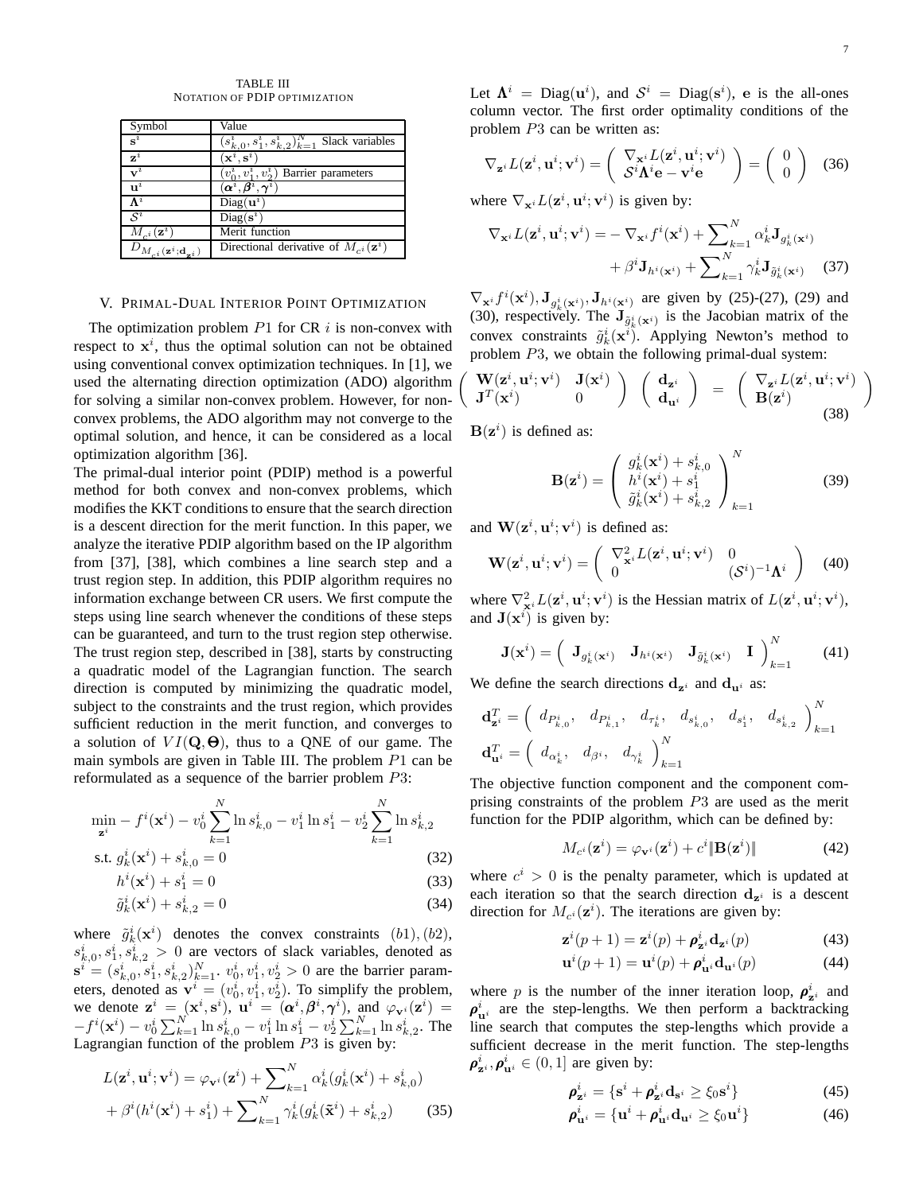TABLE III
NOTATION OF PDIP OPTIMIZATION

| Symbol | Value |
|---|---|
| $\mathbf{s}^i$ | $(s^i_{k,0}, s^i_1, s^i_{k,2})^N_{k=1}$ Slack variables |
| $\mathbf{z}^i$ | $(\mathbf{x}^i, \mathbf{s}^i)$ |
| $\mathbf{v}^i$ | $(v^i_0, v^i_1, v^i_2)$ Barrier parameters |
| $\mathbf{u}^i$ | $(\boldsymbol{\alpha}^i, \boldsymbol{\beta}^i, \boldsymbol{\gamma}^i)$ |
| $\boldsymbol{\Lambda}^i$ | $\text{Diag}(\mathbf{u}^i)$ |
| $\mathcal{S}^i$ | $\text{Diag}(\mathbf{s}^i)$ |
| $M_{c^i}(\mathbf{z}^i)$ | Merit function |
| $D_{M_{c^i}(\mathbf{z}^i;\mathbf{d}_{\mathbf{z}^i})}$ | Directional derivative of $M_{c^i}(\mathbf{z}^i)$ |

## V. Primal-Dual Interior Point Optimization

The optimization problem $P1$ for CR $i$ is non-convex with respect to $\mathbf{x}^i$, thus the optimal solution can not be obtained using conventional convex optimization techniques. In [1], we used the alternating direction optimization (ADO) algorithm for solving a similar non-convex problem. However, for non-convex problems, the ADO algorithm may not converge to the optimal solution, and hence, it can be considered as a local optimization algorithm [36].

The primal-dual interior point (PDIP) method is a powerful method for both convex and non-convex problems, which modifies the KKT conditions to ensure that the search direction is a descent direction for the merit function. In this paper, we analyze the iterative PDIP algorithm based on the IP algorithm from [37], [38], which combines a line search step and a trust region step. In addition, this PDIP algorithm requires no information exchange between CR users. We first compute the steps using line search whenever the conditions of these steps can be guaranteed, and turn to the trust region step otherwise. The trust region step, described in [38], starts by constructing a quadratic model of the Lagrangian function. The search direction is computed by minimizing the quadratic model, subject to the constraints and the trust region, which provides sufficient reduction in the merit function, and converges to a solution of $VI(\mathbf{Q}, \boldsymbol{\Theta})$, thus to a QNE of our game. The main symbols are given in Table III. The problem $P1$ can be reformulated as a sequence of the barrier problem $P3$:

$$\min_{\mathbf{z}^i} - f^i(\mathbf{x}^i) - v^i_0 \sum_{k=1}^{N} \ln s^i_{k,0} - v^i_1 \ln s^i_1 - v^i_2 \sum_{k=1}^{N} \ln s^i_{k,2}$$

$$\text{s.t. } g^i_k(\mathbf{x}^i) + s^i_{k,0} = 0 \quad (32)$$

$$h^i(\mathbf{x}^i) + s^i_1 = 0 \quad (33)$$

$$\tilde{g}^i_k(\mathbf{x}^i) + s^i_{k,2} = 0 \quad (34)$$

where $\tilde{g}^i_k(\mathbf{x}^i)$ denotes the convex constraints $(b1), (b2)$, $s^i_{k,0}, s^i_1, s^i_{k,2} > 0$ are vectors of slack variables, denoted as $\mathbf{s}^i = (s^i_{k,0}, s^i_1, s^i_{k,2})^N_{k=1}$. $v^i_0, v^i_1, v^i_2 > 0$ are the barrier parameters, denoted as $\mathbf{v}^i = (v^i_0, v^i_1, v^i_2)$. To simplify the problem, we denote $\mathbf{z}^i = (\mathbf{x}^i, \mathbf{s}^i)$, $\mathbf{u}^i = (\boldsymbol{\alpha}^i, \boldsymbol{\beta}^i, \boldsymbol{\gamma}^i)$, and $\varphi_{\mathbf{v}^i}(\mathbf{z}^i) = -f^i(\mathbf{x}^i) - v^i_0 \sum_{k=1}^{N} \ln s^i_{k,0} - v^i_1 \ln s^i_1 - v^i_2 \sum_{k=1}^{N} \ln s^i_{k,2}$. The Lagrangian function of the problem $P3$ is given by:

$$L(\mathbf{z}^i, \mathbf{u}^i; \mathbf{v}^i) = \varphi_{\mathbf{v}^i}(\mathbf{z}^i) + \sum_{k=1}^{N} \alpha^i_k (g^i_k(\mathbf{x}^i) + s^i_{k,0}) + \beta^i (h^i(\mathbf{x}^i) + s^i_1) + \sum_{k=1}^{N} \gamma^i_k (g^i_k(\tilde{\mathbf{x}}^i) + s^i_{k,2}) \quad (35)$$

Let $\boldsymbol{\Lambda}^i = \text{Diag}(\mathbf{u}^i)$, and $\mathcal{S}^i = \text{Diag}(\mathbf{s}^i)$, $\mathbf{e}$ is the all-ones column vector. The first order optimality conditions of the problem $P3$ can be written as:

$$\nabla_{\mathbf{z}^i} L(\mathbf{z}^i, \mathbf{u}^i; \mathbf{v}^i) = \begin{pmatrix} \nabla_{\mathbf{x}^i} L(\mathbf{z}^i, \mathbf{u}^i; \mathbf{v}^i) \\ \mathcal{S}^i \boldsymbol{\Lambda}^i \mathbf{e} - \mathbf{v}^i \mathbf{e} \end{pmatrix} = \begin{pmatrix} 0 \\ 0 \end{pmatrix} \quad (36)$$

where $\nabla_{\mathbf{x}^i} L(\mathbf{z}^i, \mathbf{u}^i; \mathbf{v}^i)$ is given by:

$$\nabla_{\mathbf{x}^i} L(\mathbf{z}^i, \mathbf{u}^i; \mathbf{v}^i) = -\nabla_{\mathbf{x}^i} f^i(\mathbf{x}^i) + \sum_{k=1}^{N} \alpha^i_k \mathbf{J}_{g^i_k(\mathbf{x}^i)} + \beta^i \mathbf{J}_{h^i(\mathbf{x}^i)} + \sum_{k=1}^{N} \gamma^i_k \mathbf{J}_{\tilde{g}^i_k(\mathbf{x}^i)} \quad (37)$$

$\nabla_{\mathbf{x}^i} f^i(\mathbf{x}^i), \mathbf{J}_{g^i_k(\mathbf{x}^i)}, \mathbf{J}_{h^i(\mathbf{x}^i)}$ are given by (25)-(27), (29) and (30), respectively. The $\mathbf{J}_{\tilde{g}^i_k(\mathbf{x}^i)}$ is the Jacobian matrix of the convex constraints $\tilde{g}^i_k(\mathbf{x}^i)$. Applying Newton's method to problem $P3$, we obtain the following primal-dual system:

$$\begin{pmatrix} \mathbf{W}(\mathbf{z}^i, \mathbf{u}^i; \mathbf{v}^i) & \mathbf{J}(\mathbf{x}^i) \\ \mathbf{J}^T(\mathbf{x}^i) & 0 \end{pmatrix} \begin{pmatrix} \mathbf{d}_{\mathbf{z}^i} \\ \mathbf{d}_{\mathbf{u}^i} \end{pmatrix} = \begin{pmatrix} \nabla_{\mathbf{z}^i} L(\mathbf{z}^i, \mathbf{u}^i; \mathbf{v}^i) \\ \mathbf{B}(\mathbf{z}^i) \end{pmatrix} \quad (38)$$

$\mathbf{B}(\mathbf{z}^i)$ is defined as:

$$\mathbf{B}(\mathbf{z}^i) = \begin{pmatrix} g^i_k(\mathbf{x}^i) + s^i_{k,0} \\ h^i(\mathbf{x}^i) + s^i_1 \\ \tilde{g}^i_k(\mathbf{x}^i) + s^i_{k,2} \end{pmatrix}^N_{k=1} \quad (39)$$

and $\mathbf{W}(\mathbf{z}^i, \mathbf{u}^i; \mathbf{v}^i)$ is defined as:

$$\mathbf{W}(\mathbf{z}^i, \mathbf{u}^i; \mathbf{v}^i) = \begin{pmatrix} \nabla^2_{\mathbf{x}^i} L(\mathbf{z}^i, \mathbf{u}^i; \mathbf{v}^i) & 0 \\ 0 & (\mathcal{S}^i)^{-1} \boldsymbol{\Lambda}^i \end{pmatrix} \quad (40)$$

where $\nabla^2_{\mathbf{x}^i} L(\mathbf{z}^i, \mathbf{u}^i; \mathbf{v}^i)$ is the Hessian matrix of $L(\mathbf{z}^i, \mathbf{u}^i; \mathbf{v}^i)$, and $\mathbf{J}(\mathbf{x}^i)$ is given by:

$$\mathbf{J}(\mathbf{x}^i) = \begin{pmatrix} \mathbf{J}_{g^i_k(\mathbf{x}^i)} & \mathbf{J}_{h^i(\mathbf{x}^i)} & \mathbf{J}_{\tilde{g}^i_k(\mathbf{x}^i)} & \mathbf{I} \end{pmatrix}^N_{k=1} \quad (41)$$

We define the search directions $\mathbf{d}_{\mathbf{z}^i}$ and $\mathbf{d}_{\mathbf{u}^i}$ as:

$$\mathbf{d}^T_{\mathbf{z}^i} = \begin{pmatrix} d_{P^i_{k,0}}, & d_{P^i_{k,1}}, & d_{\tau^i_k}, & d_{s^i_{k,0}}, & d_{s^i_1}, & d_{s^i_{k,2}} \end{pmatrix}^N_{k=1}$$

$$\mathbf{d}^T_{\mathbf{u}^i} = \begin{pmatrix} d_{\alpha^i_k}, & d_{\beta^i}, & d_{\gamma^i_k} \end{pmatrix}^N_{k=1}$$

The objective function component and the component comprising constraints of the problem $P3$ are used as the merit function for the PDIP algorithm, which can be defined by:

$$M_{c^i}(\mathbf{z}^i) = \varphi_{\mathbf{v}^i}(\mathbf{z}^i) + c^i \|\mathbf{B}(\mathbf{z}^i)\| \quad (42)$$

where $c^i > 0$ is the penalty parameter, which is updated at each iteration so that the search direction $\mathbf{d}_{\mathbf{z}^i}$ is a descent direction for $M_{c^i}(\mathbf{z}^i)$. The iterations are given by:

$$\mathbf{z}^i(p+1) = \mathbf{z}^i(p) + \boldsymbol{\rho}^i_{\mathbf{z}^i} \mathbf{d}_{\mathbf{z}^i}(p) \quad (43)$$

$$\mathbf{u}^i(p+1) = \mathbf{u}^i(p) + \boldsymbol{\rho}^i_{\mathbf{u}^i} \mathbf{d}_{\mathbf{u}^i}(p) \quad (44)$$

where $p$ is the number of the inner iteration loop, $\boldsymbol{\rho}^i_{\mathbf{z}^i}$ and $\boldsymbol{\rho}^i_{\mathbf{u}^i}$ are the step-lengths. We then perform a backtracking line search that computes the step-lengths which provide a sufficient decrease in the merit function. The step-lengths $\boldsymbol{\rho}^i_{\mathbf{z}^i}, \boldsymbol{\rho}^i_{\mathbf{u}^i} \in (0, 1]$ are given by:

$$\boldsymbol{\rho}^i_{\mathbf{z}^i} = \{\mathbf{s}^i + \boldsymbol{\rho}^i_{\mathbf{z}^i} \mathbf{d}_{\mathbf{s}^i} \geq \xi_0 \mathbf{s}^i\} \quad (45)$$

$$\boldsymbol{\rho}^i_{\mathbf{u}^i} = \{\mathbf{u}^i + \boldsymbol{\rho}^i_{\mathbf{u}^i} \mathbf{d}_{\mathbf{u}^i} \geq \xi_0 \mathbf{u}^i\} \quad (46)$$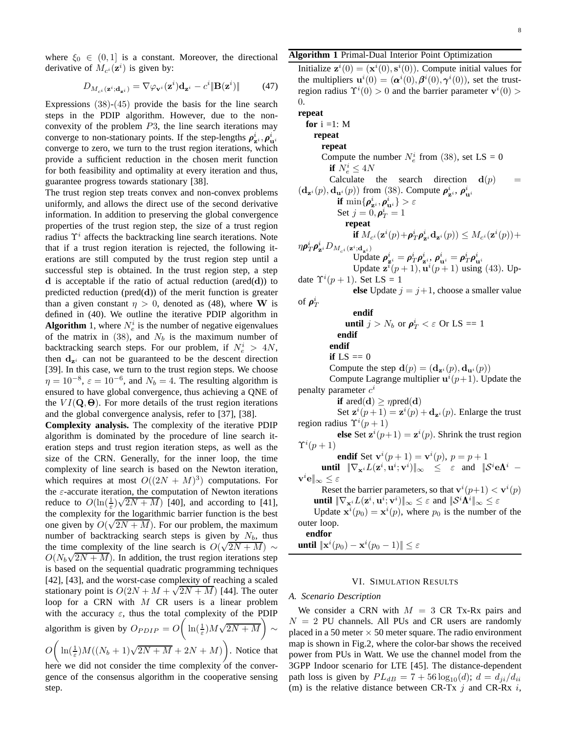where $\xi_0 \in (0, 1]$ is a constant. Moreover, the directional derivative of $M_{c^i}(\mathbf{z}^i)$ is given by:

$$D_{M_{c^i}(\mathbf{z}^i;\mathbf{d}_{\mathbf{z}^i})} = \nabla\varphi_{\mathbf{v}^i}(\mathbf{z}^i)\mathbf{d}_{\mathbf{z}^i} - c^i\|\mathbf{B}(\mathbf{z}^i)\| \tag{47}$$

Expressions (38)-(45) provide the basis for the line search steps in the PDIP algorithm. However, due to the non-convexity of the problem $P3$, the line search iterations may converge to non-stationary points. If the step-lengths $\boldsymbol{\rho}^i_{\mathbf{z}^i}, \boldsymbol{\rho}^i_{\mathbf{u}^i}$ converge to zero, we turn to the trust region iterations, which provide a sufficient reduction in the chosen merit function for both feasibility and optimality at every iteration and thus, guarantee progress towards stationary [38].

The trust region step treats convex and non-convex problems uniformly, and allows the direct use of the second derivative information. In addition to preserving the global convergence properties of the trust region step, the size of a trust region radius $\Upsilon^i$ affects the backtracking line search iterations. Note that if a trust region iteration is rejected, the following iterations are still computed by the trust region step until a successful step is obtained. In the trust region step, a step $\mathbf{d}$ is acceptable if the ratio of actual reduction (ared($\mathbf{d}$)) to predicted reduction (pred($\mathbf{d}$)) of the merit function is greater than a given constant $\eta > 0$, denoted as (48), where $\mathbf{W}$ is defined in (40). We outline the iterative PDIP algorithm in **Algorithm** 1, where $N^i_e$ is the number of negative eigenvalues of the matrix in (38), and $N_b$ is the maximum number of backtracking search steps. For our problem, if $N^i_e > 4N$, then $\mathbf{d}_{\mathbf{z}^i}$ can not be guaranteed to be the descent direction [39]. In this case, we turn to the trust region steps. We choose $\eta = 10^{-8}$, $\varepsilon = 10^{-6}$, and $N_b = 4$. The resulting algorithm is ensured to have global convergence, thus achieving a QNE of the $VI(\mathbf{Q}, \boldsymbol{\Theta})$. For more details of the trust region iterations and the global convergence analysis, refer to [37], [38].

**Complexity analysis.** The complexity of the iterative PDIP algorithm is dominated by the procedure of line search iteration steps and trust region iteration steps, as well as the size of the CRN. Generally, for the inner loop, the time complexity of line search is based on the Newton iteration, which requires at most $O((2N + M)^3)$ computations. For the $\varepsilon$-accurate iteration, the computation of Newton iterations reduce to $O(\ln(\frac{1}{\varepsilon})\sqrt{2N + M})$ [40], and according to [41], the complexity for the logarithmic barrier function is the best one given by $O(\sqrt{2N + M})$. For our problem, the maximum number of backtracking search steps is given by $N_b$, thus the time complexity of the line search is $O(\sqrt{2N + M}) \sim O(N_b\sqrt{2N + M})$. In addition, the trust region iterations step is based on the sequential quadratic programming techniques [42], [43], and the worst-case complexity of reaching a scaled stationary point is $O(2N + M + \sqrt{2N + M})$ [44]. The outer loop for a CRN with $M$ CR users is a linear problem with the accuracy $\varepsilon$, thus the total complexity of the PDIP algorithm is given by $O_{PDIP} = O\bigg(\ln(\frac{1}{\varepsilon})M\sqrt{2N + M}\bigg) \sim O\bigg(\ln(\frac{1}{\varepsilon})M((N_b + 1)\sqrt{2N + M} + 2N + M)\bigg)$. Notice that here we did not consider the time complexity of the convergence of the consensus algorithm in the cooperative sensing step.

---

**Algorithm 1** Primal-Dual Interior Point Optimization

Initialize $\mathbf{z}^i(0) = (\mathbf{x}^i(0), \mathbf{s}^i(0))$. Compute initial values for the multipliers $\mathbf{u}^i(0) = (\boldsymbol{\alpha}^i(0), \boldsymbol{\beta}^i(0), \boldsymbol{\gamma}^i(0))$, set the trust-region radius $\Upsilon^i(0) > 0$ and the barrier parameter $\mathbf{v}^i(0) > 0$.

**repeat**
  **for** i =1: M
    **repeat**
      **repeat**
        Compute the number $N^i_e$ from (38), set LS = 0
        **if** $N^i_e \leq 4N$
          Calculate the search direction $\mathbf{d}(p) = (\mathbf{d}_{\mathbf{z}^i}(p), \mathbf{d}_{\mathbf{u}^i}(p))$ from (38). Compute $\boldsymbol{\rho}^i_{\mathbf{z}^i}$, $\boldsymbol{\rho}^i_{\mathbf{u}^i}$
          **if** $\min\{\boldsymbol{\rho}^i_{\mathbf{z}^i}, \boldsymbol{\rho}^i_{\mathbf{u}^i}\} > \varepsilon$
            Set $j = 0, \boldsymbol{\rho}^i_T = 1$
            **repeat**
              **if** $M_{c^i}(\mathbf{z}^i(p) + \boldsymbol{\rho}^i_T\boldsymbol{\rho}^i_{\mathbf{z}^i}\mathbf{d}_{\mathbf{z}^i}(p)) \leq M_{c^i}(\mathbf{z}^i(p)) + \eta\boldsymbol{\rho}^i_T\boldsymbol{\rho}^i_{\mathbf{z}^i}D_{M_{c^i}(\mathbf{z}^i;\mathbf{d}_{\mathbf{z}^i})}$
                Update $\boldsymbol{\rho}^i_{\mathbf{z}^i} = \boldsymbol{\rho}^i_T\boldsymbol{\rho}^i_{\mathbf{z}^i}$, $\boldsymbol{\rho}^i_{\mathbf{u}^i} = \boldsymbol{\rho}^i_T\boldsymbol{\rho}^i_{\mathbf{u}^i}$
                Update $\mathbf{z}^i(p+1), \mathbf{u}^i(p+1)$ using (43). Update $\Upsilon^i(p+1)$. Set LS = 1
              **else** Update $j = j+1$, choose a smaller value of $\boldsymbol{\rho}^i_T$
              **endif**
            **until** $j > N_b$ or $\boldsymbol{\rho}^i_T < \varepsilon$ Or LS == 1
          **endif**
        **endif**
        **if** LS == 0
          Compute the step $\mathbf{d}(p) = (\mathbf{d}_{\mathbf{z}^i}(p), \mathbf{d}_{\mathbf{u}^i}(p))$
          Compute Lagrange multiplier $\mathbf{u}^i(p+1)$. Update the penalty parameter $c^i$
          **if** ared($\mathbf{d}$) $\geq \eta$pred($\mathbf{d}$)
            Set $\mathbf{z}^i(p+1) = \mathbf{z}^i(p) + \mathbf{d}_{\mathbf{z}^i}(p)$. Enlarge the trust region radius $\Upsilon^i(p+1)$
          **else** Set $\mathbf{z}^i(p+1) = \mathbf{z}^i(p)$. Shrink the trust region $\Upsilon^i(p+1)$
          **endif** Set $\mathbf{v}^i(p+1) = \mathbf{v}^i(p)$, $p = p+1$
      **until** $\|\nabla_{\mathbf{x}^i}L(\mathbf{z}^i, \mathbf{u}^i; \mathbf{v}^i)\|_\infty \leq \varepsilon$ and $\|\mathcal{S}^i\mathbf{e}\boldsymbol{\Lambda}^i - \mathbf{v}^i\mathbf{e}\|_\infty \leq \varepsilon$
      Reset the barrier parameters, so that $\mathbf{v}^i(p+1) < \mathbf{v}^i(p)$
    **until** $\|\nabla_{\mathbf{x}^i}L(\mathbf{z}^i, \mathbf{u}^i; \mathbf{v}^i)\|_\infty \leq \varepsilon$ and $\|\mathcal{S}^i\boldsymbol{\Lambda}^i\|_\infty \leq \varepsilon$
    Update $\mathbf{x}^i(p_0) = \mathbf{x}^i(p)$, where $p_0$ is the number of the outer loop.
  **endfor**
**until** $\|\mathbf{x}^i(p_0) - \mathbf{x}^i(p_0 - 1)\| \leq \varepsilon$

---

## VI. Simulation Results

### A. Scenario Description

We consider a CRN with $M = 3$ CR Tx-Rx pairs and $N = 2$ PU channels. All PUs and CR users are randomly placed in a 50 meter $\times$ 50 meter square. The radio environment map is shown in Fig.2, where the color-bar shows the received power from PUs in Watt. We use the channel model from the 3GPP Indoor scenario for LTE [45]. The distance-dependent path loss is given by $PL_{dB} = 7 + 56\log_{10}(d)$; $d = d_{ji}/d_{ii}$ (m) is the relative distance between CR-Tx $j$ and CR-Rx $i$,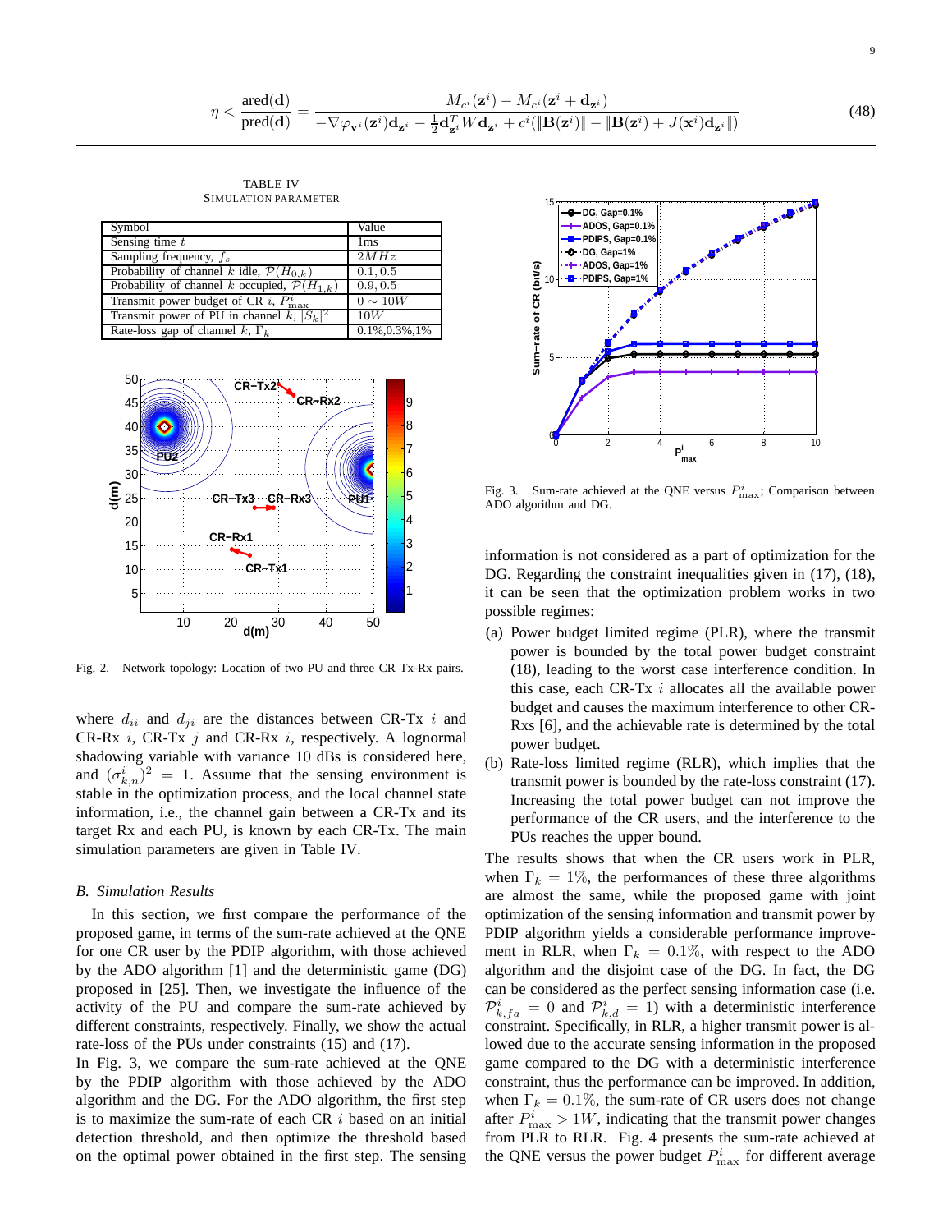$$\eta < \frac{\text{ared}(\mathbf{d})}{\text{pred}(\mathbf{d})} = \frac{M_{c^i}(\mathbf{z}^i) - M_{c^i}(\mathbf{z}^i + \mathbf{d}_{\mathbf{z}^i})}{-\nabla\varphi_{\mathbf{v}^i}(\mathbf{z}^i)\mathbf{d}_{\mathbf{z}^i} - \frac{1}{2}\mathbf{d}_{\mathbf{z}^i}^T W \mathbf{d}_{\mathbf{z}^i} + c^i(\|\mathbf{B}(\mathbf{z}^i)\| - \|\mathbf{B}(\mathbf{z}^i) + J(\mathbf{x}^i)\mathbf{d}_{\mathbf{z}^i}\|)} \tag{48}$$

TABLE IV
SIMULATION PARAMETER

| Symbol | Value |
|---|---|
| Sensing time $t$ | 1ms |
| Sampling frequency, $f_s$ | $2MHz$ |
| Probability of channel $k$ idle, $\mathcal{P}(H_{0,k})$ | $0.1, 0.5$ |
| Probability of channel $k$ occupied, $\mathcal{P}(H_{1,k})$ | $0.9, 0.5$ |
| Transmit power budget of CR $i$, $P^i_{\max}$ | $0 \sim 10W$ |
| Transmit power of PU in channel $k$, $\lvert S_k \rvert^2$ | $10W$ |
| Rate-loss gap of channel $k$, $\Gamma_k$ | 0.1%,0.3%,1% |

Fig. 2. Network topology: Location of two PU and three CR Tx-Rx pairs.

where $d_{ii}$ and $d_{ji}$ are the distances between CR-Tx $i$ and CR-Rx $i$, CR-Tx $j$ and CR-Rx $i$, respectively. A lognormal shadowing variable with variance 10 dBs is considered here, and $(\sigma^i_{k,n})^2 = 1$. Assume that the sensing environment is stable in the optimization process, and the local channel state information, i.e., the channel gain between a CR-Tx and its target Rx and each PU, is known by each CR-Tx. The main simulation parameters are given in Table IV.

### *B. Simulation Results*

In this section, we first compare the performance of the proposed game, in terms of the sum-rate achieved at the QNE for one CR user by the PDIP algorithm, with those achieved by the ADO algorithm [1] and the deterministic game (DG) proposed in [25]. Then, we investigate the influence of the activity of the PU and compare the sum-rate achieved by different constraints, respectively. Finally, we show the actual rate-loss of the PUs under constraints (15) and (17).

In Fig. 3, we compare the sum-rate achieved at the QNE by the PDIP algorithm with those achieved by the ADO algorithm and the DG. For the ADO algorithm, the first step is to maximize the sum-rate of each CR $i$ based on an initial detection threshold, and then optimize the threshold based on the optimal power obtained in the first step. The sensing information is not considered as a part of optimization for the DG. Regarding the constraint inequalities given in (17), (18), it can be seen that the optimization problem works in two possible regimes:

(a) Power budget limited regime (PLR), where the transmit power is bounded by the total power budget constraint (18), leading to the worst case interference condition. In this case, each CR-Tx $i$ allocates all the available power budget and causes the maximum interference to other CR-Rxs [6], and the achievable rate is determined by the total power budget.
(b) Rate-loss limited regime (RLR), which implies that the transmit power is bounded by the rate-loss constraint (17). Increasing the total power budget can not improve the performance of the CR users, and the interference to the PUs reaches the upper bound.

Fig. 3. Sum-rate achieved at the QNE versus $P^i_{\max}$; Comparison between ADO algorithm and DG.

The results shows that when the CR users work in PLR, when $\Gamma_k = 1\%$, the performances of these three algorithms are almost the same, while the proposed game with joint optimization of the sensing information and transmit power by PDIP algorithm yields a considerable performance improvement in RLR, when $\Gamma_k = 0.1\%$, with respect to the ADO algorithm and the disjoint case of the DG. In fact, the DG can be considered as the perfect sensing information case (i.e. $\mathcal{P}^i_{k,fa} = 0$ and $\mathcal{P}^i_{k,d} = 1$) with a deterministic interference constraint. Specifically, in RLR, a higher transmit power is allowed due to the accurate sensing information in the proposed game compared to the DG with a deterministic interference constraint, thus the performance can be improved. In addition, when $\Gamma_k = 0.1\%$, the sum-rate of CR users does not change after $P^i_{\max} > 1W$, indicating that the transmit power changes from PLR to RLR. Fig. 4 presents the sum-rate achieved at the QNE versus the power budget $P^i_{\max}$ for different average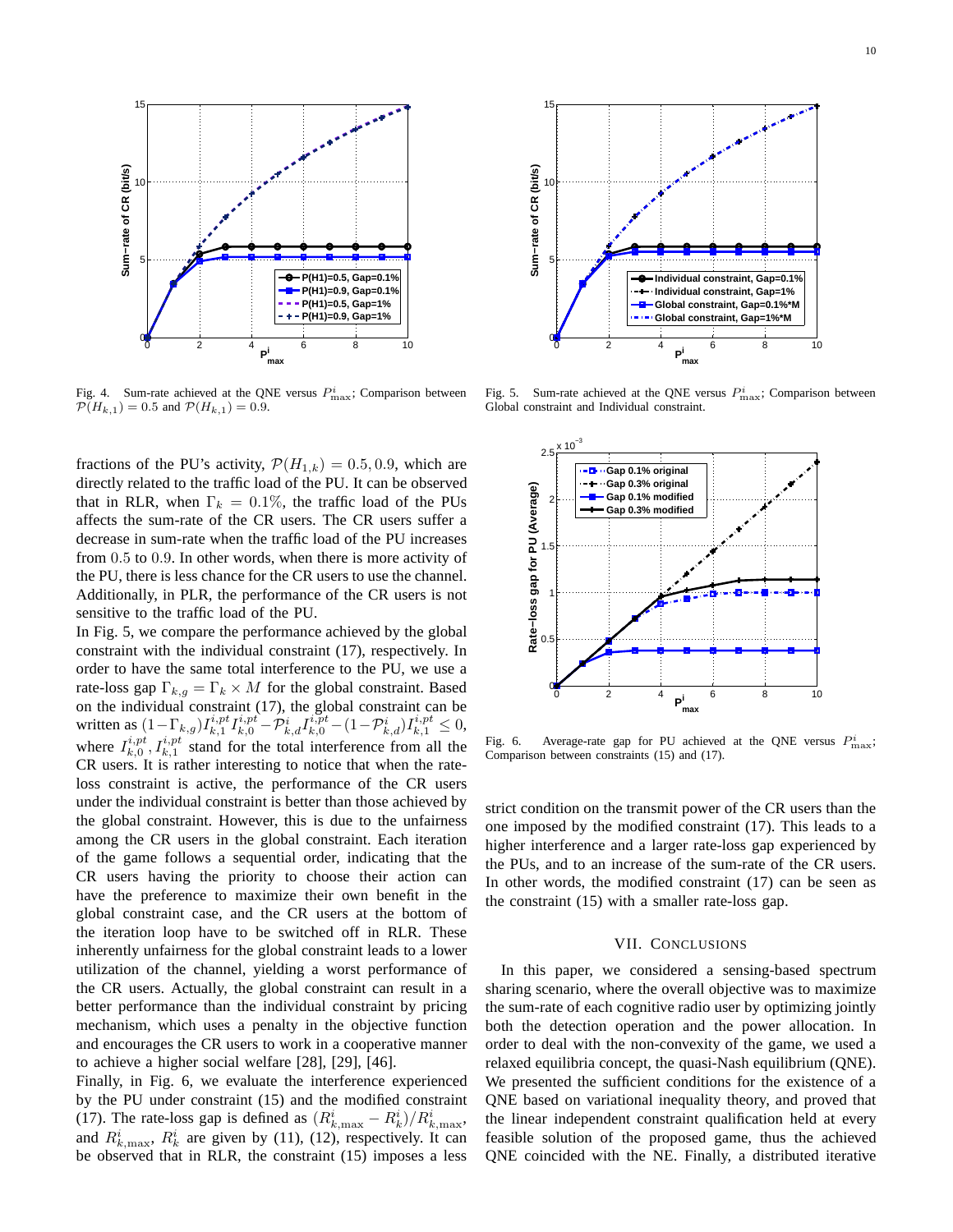Fig. 4. Sum-rate achieved at the QNE versus $P^i_{\max}$; Comparison between $\mathcal{P}(H_{k,1}) = 0.5$ and $\mathcal{P}(H_{k,1}) = 0.9$.

Fig. 5. Sum-rate achieved at the QNE versus $P^i_{\max}$; Comparison between Global constraint and Individual constraint.

fractions of the PU's activity, $\mathcal{P}(H_{1,k}) = 0.5, 0.9$, which are directly related to the traffic load of the PU. It can be observed that in RLR, when $\Gamma_k = 0.1\%$, the traffic load of the PUs affects the sum-rate of the CR users. The CR users suffer a decrease in sum-rate when the traffic load of the PU increases from 0.5 to 0.9. In other words, when there is more activity of the PU, there is less chance for the CR users to use the channel. Additionally, in PLR, the performance of the CR users is not sensitive to the traffic load of the PU.

In Fig. 5, we compare the performance achieved by the global constraint with the individual constraint (17), respectively. In order to have the same total interference to the PU, we use a rate-loss gap $\Gamma_{k,g} = \Gamma_k \times M$ for the global constraint. Based on the individual constraint (17), the global constraint can be written as $(1-\Gamma_{k,g})I^{i,pt}_{k,1}I^{i,pt}_{k,0} - \mathcal{P}^i_{k,d}I^{i,pt}_{k,0} - (1-\mathcal{P}^i_{k,d})I^{i,pt}_{k,1} \leq 0$, where $I^{i,pt}_{k,0}, I^{i,pt}_{k,1}$ stand for the total interference from all the CR users. It is rather interesting to notice that when the rate-loss constraint is active, the performance of the CR users under the individual constraint is better than those achieved by the global constraint. However, this is due to the unfairness among the CR users in the global constraint. Each iteration of the game follows a sequential order, indicating that the CR users having the priority to choose their action can have the preference to maximize their own benefit in the global constraint case, and the CR users at the bottom of the iteration loop have to be switched off in RLR. These inherently unfairness for the global constraint leads to a lower utilization of the channel, yielding a worst performance of the CR users. Actually, the global constraint can result in a better performance than the individual constraint by pricing mechanism, which uses a penalty in the objective function and encourages the CR users to work in a cooperative manner to achieve a higher social welfare [28], [29], [46].

Finally, in Fig. 6, we evaluate the interference experienced by the PU under constraint (15) and the modified constraint (17). The rate-loss gap is defined as $(R^i_{k,\max} - R^i_k)/R^i_{k,\max}$, and $R^i_{k,\max}$, $R^i_k$ are given by (11), (12), respectively. It can be observed that in RLR, the constraint (15) imposes a less strict condition on the transmit power of the CR users than the one imposed by the modified constraint (17). This leads to a higher interference and a larger rate-loss gap experienced by the PUs, and to an increase of the sum-rate of the CR users. In other words, the modified constraint (17) can be seen as the constraint (15) with a smaller rate-loss gap.

Fig. 6. Average-rate gap for PU achieved at the QNE versus $P^i_{\max}$; Comparison between constraints (15) and (17).

## VII. Conclusions

In this paper, we considered a sensing-based spectrum sharing scenario, where the overall objective was to maximize the sum-rate of each cognitive radio user by optimizing jointly both the detection operation and the power allocation. In order to deal with the non-convexity of the game, we used a relaxed equilibria concept, the quasi-Nash equilibrium (QNE). We presented the sufficient conditions for the existence of a QNE based on variational inequality theory, and proved that the linear independent constraint qualification held at every feasible solution of the proposed game, thus the achieved QNE coincided with the NE. Finally, a distributed iterative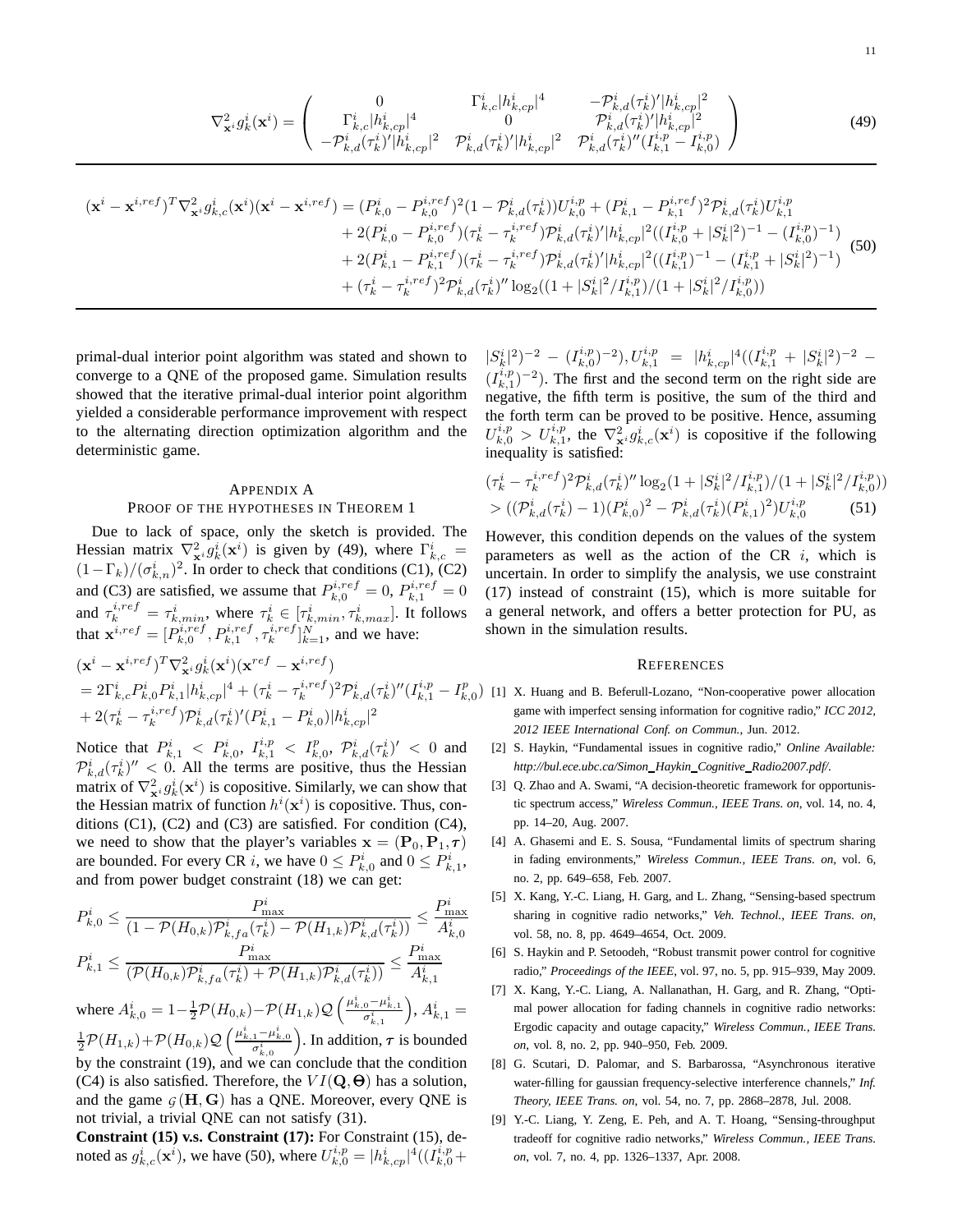$$\nabla^2_{\mathbf{x}^i} g^i_k(\mathbf{x}^i) = \begin{pmatrix} 0 & \Gamma^i_{k,c}|h^i_{k,cp}|^4 & -\mathcal{P}^i_{k,d}(\tau^i_k)'|h^i_{k,cp}|^2 \\ \Gamma^i_{k,c}|h^i_{k,cp}|^4 & 0 & \mathcal{P}^i_{k,d}(\tau^i_k)'|h^i_{k,cp}|^2 \\ -\mathcal{P}^i_{k,d}(\tau^i_k)'|h^i_{k,cp}|^2 & \mathcal{P}^i_{k,d}(\tau^i_k)'|h^i_{k,cp}|^2 & \mathcal{P}^i_{k,d}(\tau^i_k)''(I^{i,p}_{k,1} - I^{i,p}_{k,0}) \end{pmatrix} \tag{49}$$

$$\begin{aligned}(\mathbf{x}^i - \mathbf{x}^{i,ref})^T \nabla^2_{\mathbf{x}^i} g^i_{k,c}(\mathbf{x}^i)(\mathbf{x}^i - \mathbf{x}^{i,ref}) &= (P^i_{k,0} - P^{i,ref}_{k,0})^2(1 - \mathcal{P}^i_{k,d}(\tau^i_k))U^{i,p}_{k,0} + (P^i_{k,1} - P^{i,ref}_{k,1})^2 \mathcal{P}^i_{k,d}(\tau^i_k) U^{i,p}_{k,1} \\ &+ 2(P^i_{k,0} - P^{i,ref}_{k,0})(\tau^i_k - \tau^{i,ref}_k)\mathcal{P}^i_{k,d}(\tau^i_k)'|h^i_{k,cp}|^2((I^{i,p}_{k,0} + |S^i_k|^2)^{-1} - (I^{i,p}_{k,0})^{-1}) \\ &+ 2(P^i_{k,1} - P^{i,ref}_{k,1})(\tau^i_k - \tau^{i,ref}_k)\mathcal{P}^i_{k,d}(\tau^i_k)'|h^i_{k,cp}|^2((I^{i,p}_{k,1})^{-1} - (I^{i,p}_{k,1} + |S^i_k|^2)^{-1}) \\ &+ (\tau^i_k - \tau^{i,ref}_k)^2 \mathcal{P}^i_{k,d}(\tau^i_k)'' \log_2((1 + |S^i_k|^2/I^{i,p}_{k,1})/(1 + |S^i_k|^2/I^{i,p}_{k,0}))\end{aligned} \tag{50}$$

primal-dual interior point algorithm was stated and shown to converge to a QNE of the proposed game. Simulation results showed that the iterative primal-dual interior point algorithm yielded a considerable performance improvement with respect to the alternating direction optimization algorithm and the deterministic game.

## Appendix A
## Proof of the hypotheses in Theorem 1

Due to lack of space, only the sketch is provided. The Hessian matrix $\nabla^2_{\mathbf{x}^i} g^i_k(\mathbf{x}^i)$ is given by (49), where $\Gamma^i_{k,c} = (1-\Gamma_k)/(\sigma^i_{k,n})^2$. In order to check that conditions (C1), (C2) and (C3) are satisfied, we assume that $P^{i,ref}_{k,0} = 0$, $P^{i,ref}_{k,1} = 0$ and $\tau^{i,ref}_k = \tau^i_{k,min}$, where $\tau^i_k \in [\tau^i_{k,min}, \tau^i_{k,max}]$. It follows that $\mathbf{x}^{i,ref} = [P^{i,ref}_{k,0}, P^{i,ref}_{k,1}, \tau^{i,ref}_k]^N_{k=1}$, and we have:

$$\begin{aligned}&(\mathbf{x}^i - \mathbf{x}^{i,ref})^T \nabla^2_{\mathbf{x}^i} g^i_k(\mathbf{x}^i)(\mathbf{x}^{ref} - \mathbf{x}^{i,ref}) \\ &= 2\Gamma^i_{k,c} P^i_{k,0} P^i_{k,1} |h^i_{k,cp}|^4 + (\tau^i_k - \tau^{i,ref}_k)^2 \mathcal{P}^i_{k,d}(\tau^i_k)''(I^{i,p}_{k,1} - I^p_{k,0}) \\ &+ 2(\tau^i_k - \tau^{i,ref}_k)\mathcal{P}^i_{k,d}(\tau^i_k)'(P^i_{k,1} - P^i_{k,0})|h^i_{k,cp}|^2\end{aligned}$$

Notice that $P^i_{k,1} < P^i_{k,0}$, $I^{i,p}_{k,1} < I^p_{k,0}$, $\mathcal{P}^i_{k,d}(\tau^i_k)' < 0$ and $\mathcal{P}^i_{k,d}(\tau^i_k)'' < 0$. All the terms are positive, thus the Hessian matrix of $\nabla^2_{\mathbf{x}^i} g^i_k(\mathbf{x}^i)$ is copositive. Similarly, we can show that the Hessian matrix of function $h^i(\mathbf{x}^i)$ is copositive. Thus, conditions (C1), (C2) and (C3) are satisfied. For condition (C4), we need to show that the player's variables $\mathbf{x} = (\mathbf{P}_0, \mathbf{P}_1, \boldsymbol{\tau})$ are bounded. For every CR $i$, we have $0 \le P^i_{k,0}$ and $0 \le P^i_{k,1}$, and from power budget constraint (18) we can get:

$$P^i_{k,0} \le \frac{P^i_{\max}}{(1 - \mathcal{P}(H_{0,k})\mathcal{P}^i_{k,fa}(\tau^i_k) - \mathcal{P}(H_{1,k})\mathcal{P}^i_{k,d}(\tau^i_k))} \le \frac{P^i_{\max}}{A^i_{k,0}}$$

$$P^i_{k,1} \le \frac{P^i_{\max}}{(\mathcal{P}(H_{0,k})\mathcal{P}^i_{k,fa}(\tau^i_k) + \mathcal{P}(H_{1,k})\mathcal{P}^i_{k,d}(\tau^i_k))} \le \frac{P^i_{\max}}{A^i_{k,1}}$$

where $A^i_{k,0} = 1 - \frac{1}{2}\mathcal{P}(H_{0,k}) - \mathcal{P}(H_{1,k})\mathcal{Q}\left(\frac{\mu^i_{k,0} - \mu^i_{k,1}}{\sigma^i_{k,1}}\right)$, $A^i_{k,1} = \frac{1}{2}\mathcal{P}(H_{1,k}) + \mathcal{P}(H_{0,k})\mathcal{Q}\left(\frac{\mu^i_{k,1} - \mu^i_{k,0}}{\sigma^i_{k,0}}\right)$. In addition, $\boldsymbol{\tau}$ is bounded by the constraint (19), and we can conclude that the condition (C4) is also satisfied. Therefore, the $VI(\mathbf{Q}, \boldsymbol{\Theta})$ has a solution, and the game $\mathcal{G}(\mathbf{H}, \mathbf{G})$ has a QNE. Moreover, every QNE is not trivial, a trivial QNE can not satisfy (31).

**Constraint (15) v.s. Constraint (17):** For Constraint (15), denoted as $g^i_{k,c}(\mathbf{x}^i)$, we have (50), where $U^{i,p}_{k,0} = |h^i_{k,cp}|^4((I^{i,p}_{k,0} + |S^i_k|^2)^{-2} - (I^{i,p}_{k,0})^{-2})$, $U^{i,p}_{k,1} = |h^i_{k,cp}|^4((I^{i,p}_{k,1} + |S^i_k|^2)^{-2} - (I^{i,p}_{k,1})^{-2})$. The first and the second term on the right side are negative, the fifth term is positive, the sum of the third and the forth term can be proved to be positive. Hence, assuming $U^{i,p}_{k,0} > U^{i,p}_{k,1}$, the $\nabla^2_{\mathbf{x}^i} g^i_{k,c}(\mathbf{x}^i)$ is copositive if the following inequality is satisfied:

$$\begin{aligned}&(\tau^i_k - \tau^{i,ref}_k)^2 \mathcal{P}^i_{k,d}(\tau^i_k)'' \log_2(1 + |S^i_k|^2/I^{i,p}_{k,1})/(1 + |S^i_k|^2/I^{i,p}_{k,0})) \\ &> ((\mathcal{P}^i_{k,d}(\tau^i_k) - 1)(P^i_{k,0})^2 - \mathcal{P}^i_{k,d}(\tau^i_k)(P^i_{k,1})^2)U^{i,p}_{k,0}\end{aligned} \tag{51}$$

However, this condition depends on the values of the system parameters as well as the action of the CR $i$, which is uncertain. In order to simplify the analysis, we use constraint (17) instead of constraint (15), which is more suitable for a general network, and offers a better protection for PU, as shown in the simulation results.

## References

[1] X. Huang and B. Beferull-Lozano, "Non-cooperative power allocation game with imperfect sensing information for cognitive radio," *ICC 2012, 2012 IEEE International Conf. on Commun.*, Jun. 2012.

[2] S. Haykin, "Fundamental issues in cognitive radio," *Online Available: http://bul.ece.ubc.ca/Simon_Haykin_Cognitive_Radio2007.pdf/*.

[3] Q. Zhao and A. Swami, "A decision-theoretic framework for opportunistic spectrum access," *Wireless Commun., IEEE Trans. on*, vol. 14, no. 4, pp. 14–20, Aug. 2007.

[4] A. Ghasemi and E. S. Sousa, "Fundamental limits of spectrum sharing in fading environments," *Wireless Commun., IEEE Trans. on*, vol. 6, no. 2, pp. 649–658, Feb. 2007.

[5] X. Kang, Y.-C. Liang, H. Garg, and L. Zhang, "Sensing-based spectrum sharing in cognitive radio networks," *Veh. Technol., IEEE Trans. on*, vol. 58, no. 8, pp. 4649–4654, Oct. 2009.

[6] S. Haykin and P. Setoodeh, "Robust transmit power control for cognitive radio," *Proceedings of the IEEE*, vol. 97, no. 5, pp. 915–939, May 2009.

[7] X. Kang, Y.-C. Liang, A. Nallanathan, H. Garg, and R. Zhang, "Optimal power allocation for fading channels in cognitive radio networks: Ergodic capacity and outage capacity," *Wireless Commun., IEEE Trans. on*, vol. 8, no. 2, pp. 940–950, Feb. 2009.

[8] G. Scutari, D. Palomar, and S. Barbarossa, "Asynchronous iterative water-filling for gaussian frequency-selective interference channels," *Inf. Theory, IEEE Trans. on*, vol. 54, no. 7, pp. 2868–2878, Jul. 2008.

[9] Y.-C. Liang, Y. Zeng, E. Peh, and A. T. Hoang, "Sensing-throughput tradeoff for cognitive radio networks," *Wireless Commun., IEEE Trans. on*, vol. 7, no. 4, pp. 1326–1337, Apr. 2008.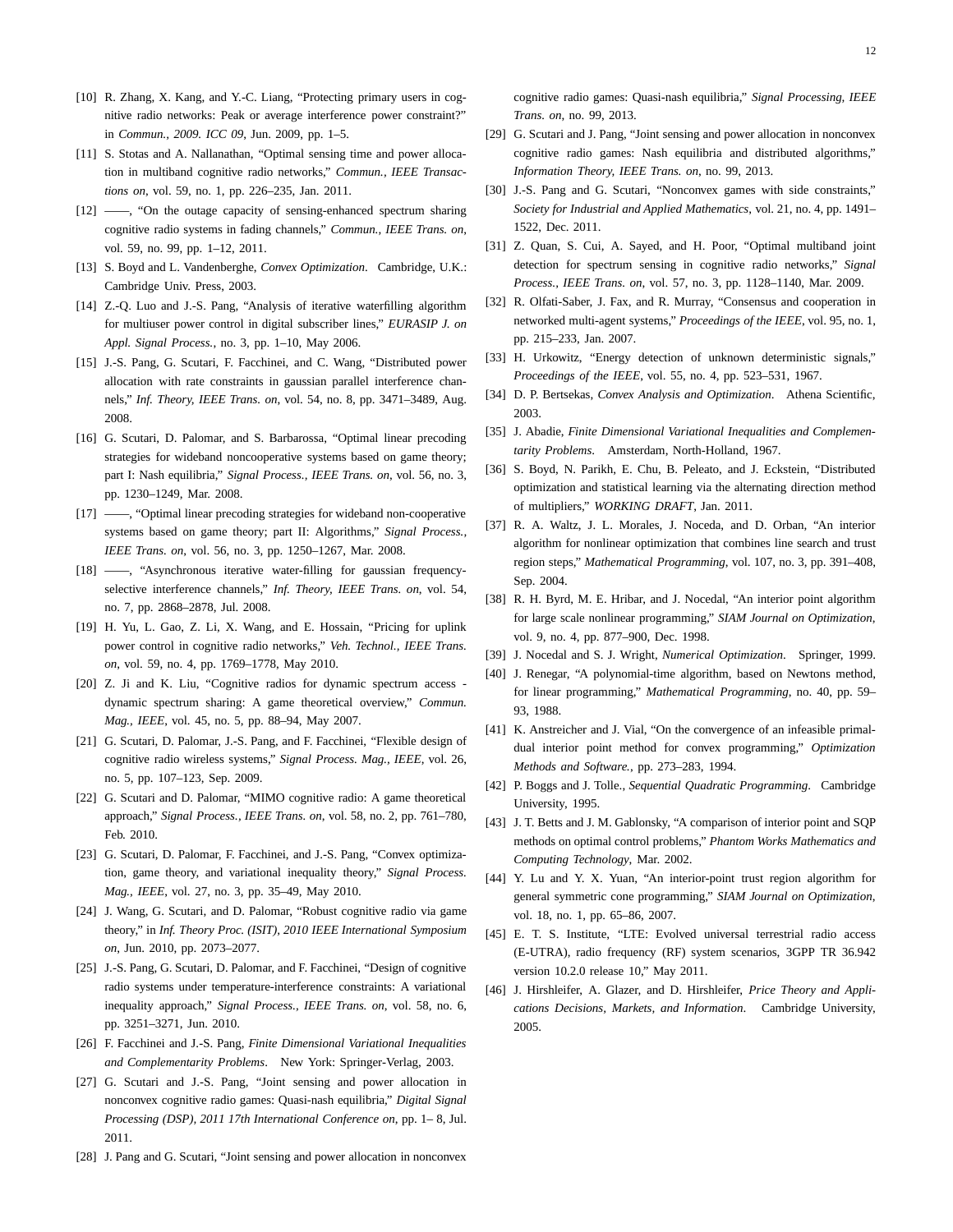[10] R. Zhang, X. Kang, and Y.-C. Liang, "Protecting primary users in cognitive radio networks: Peak or average interference power constraint?" in *Commun., 2009. ICC 09*, Jun. 2009, pp. 1–5.

[11] S. Stotas and A. Nallanathan, "Optimal sensing time and power allocation in multiband cognitive radio networks," *Commun., IEEE Transactions on*, vol. 59, no. 1, pp. 226–235, Jan. 2011.

[12] ——, "On the outage capacity of sensing-enhanced spectrum sharing cognitive radio systems in fading channels," *Commun., IEEE Trans. on*, vol. 59, no. 99, pp. 1–12, 2011.

[13] S. Boyd and L. Vandenberghe, *Convex Optimization*. Cambridge, U.K.: Cambridge Univ. Press, 2003.

[14] Z.-Q. Luo and J.-S. Pang, "Analysis of iterative waterfilling algorithm for multiuser power control in digital subscriber lines," *EURASIP J. on Appl. Signal Process.*, no. 3, pp. 1–10, May 2006.

[15] J.-S. Pang, G. Scutari, F. Facchinei, and C. Wang, "Distributed power allocation with rate constraints in gaussian parallel interference channels," *Inf. Theory, IEEE Trans. on*, vol. 54, no. 8, pp. 3471–3489, Aug. 2008.

[16] G. Scutari, D. Palomar, and S. Barbarossa, "Optimal linear precoding strategies for wideband noncooperative systems based on game theory; part I: Nash equilibria," *Signal Process., IEEE Trans. on*, vol. 56, no. 3, pp. 1230–1249, Mar. 2008.

[17] ——, "Optimal linear precoding strategies for wideband non-cooperative systems based on game theory; part II: Algorithms," *Signal Process., IEEE Trans. on*, vol. 56, no. 3, pp. 1250–1267, Mar. 2008.

[18] ——, "Asynchronous iterative water-filling for gaussian frequency-selective interference channels," *Inf. Theory, IEEE Trans. on*, vol. 54, no. 7, pp. 2868–2878, Jul. 2008.

[19] H. Yu, L. Gao, Z. Li, X. Wang, and E. Hossain, "Pricing for uplink power control in cognitive radio networks," *Veh. Technol., IEEE Trans. on*, vol. 59, no. 4, pp. 1769–1778, May 2010.

[20] Z. Ji and K. Liu, "Cognitive radios for dynamic spectrum access - dynamic spectrum sharing: A game theoretical overview," *Commun. Mag., IEEE*, vol. 45, no. 5, pp. 88–94, May 2007.

[21] G. Scutari, D. Palomar, J.-S. Pang, and F. Facchinei, "Flexible design of cognitive radio wireless systems," *Signal Process. Mag., IEEE*, vol. 26, no. 5, pp. 107–123, Sep. 2009.

[22] G. Scutari and D. Palomar, "MIMO cognitive radio: A game theoretical approach," *Signal Process., IEEE Trans. on*, vol. 58, no. 2, pp. 761–780, Feb. 2010.

[23] G. Scutari, D. Palomar, F. Facchinei, and J.-S. Pang, "Convex optimization, game theory, and variational inequality theory," *Signal Process. Mag., IEEE*, vol. 27, no. 3, pp. 35–49, May 2010.

[24] J. Wang, G. Scutari, and D. Palomar, "Robust cognitive radio via game theory," in *Inf. Theory Proc. (ISIT), 2010 IEEE International Symposium on*, Jun. 2010, pp. 2073–2077.

[25] J.-S. Pang, G. Scutari, D. Palomar, and F. Facchinei, "Design of cognitive radio systems under temperature-interference constraints: A variational inequality approach," *Signal Process., IEEE Trans. on*, vol. 58, no. 6, pp. 3251–3271, Jun. 2010.

[26] F. Facchinei and J.-S. Pang, *Finite Dimensional Variational Inequalities and Complementarity Problems*. New York: Springer-Verlag, 2003.

[27] G. Scutari and J.-S. Pang, "Joint sensing and power allocation in nonconvex cognitive radio games: Quasi-nash equilibria," *Digital Signal Processing (DSP), 2011 17th International Conference on*, pp. 1– 8, Jul. 2011.

[28] J. Pang and G. Scutari, "Joint sensing and power allocation in nonconvex cognitive radio games: Quasi-nash equilibria," *Signal Processing, IEEE Trans. on*, no. 99, 2013.

[29] G. Scutari and J. Pang, "Joint sensing and power allocation in nonconvex cognitive radio games: Nash equilibria and distributed algorithms," *Information Theory, IEEE Trans. on*, no. 99, 2013.

[30] J.-S. Pang and G. Scutari, "Nonconvex games with side constraints," *Society for Industrial and Applied Mathematics*, vol. 21, no. 4, pp. 1491–1522, Dec. 2011.

[31] Z. Quan, S. Cui, A. Sayed, and H. Poor, "Optimal multiband joint detection for spectrum sensing in cognitive radio networks," *Signal Process., IEEE Trans. on*, vol. 57, no. 3, pp. 1128–1140, Mar. 2009.

[32] R. Olfati-Saber, J. Fax, and R. Murray, "Consensus and cooperation in networked multi-agent systems," *Proceedings of the IEEE*, vol. 95, no. 1, pp. 215–233, Jan. 2007.

[33] H. Urkowitz, "Energy detection of unknown deterministic signals," *Proceedings of the IEEE*, vol. 55, no. 4, pp. 523–531, 1967.

[34] D. P. Bertsekas, *Convex Analysis and Optimization*. Athena Scientific, 2003.

[35] J. Abadie, *Finite Dimensional Variational Inequalities and Complementarity Problems*. Amsterdam, North-Holland, 1967.

[36] S. Boyd, N. Parikh, E. Chu, B. Peleato, and J. Eckstein, "Distributed optimization and statistical learning via the alternating direction method of multipliers," *WORKING DRAFT*, Jan. 2011.

[37] R. A. Waltz, J. L. Morales, J. Noceda, and D. Orban, "An interior algorithm for nonlinear optimization that combines line search and trust region steps," *Mathematical Programming*, vol. 107, no. 3, pp. 391–408, Sep. 2004.

[38] R. H. Byrd, M. E. Hribar, and J. Nocedal, "An interior point algorithm for large scale nonlinear programming," *SIAM Journal on Optimization*, vol. 9, no. 4, pp. 877–900, Dec. 1998.

[39] J. Nocedal and S. J. Wright, *Numerical Optimization*. Springer, 1999.

[40] J. Renegar, "A polynomial-time algorithm, based on Newtons method, for linear programming," *Mathematical Programming*, no. 40, pp. 59–93, 1988.

[41] K. Anstreicher and J. Vial, "On the convergence of an infeasible primal-dual interior point method for convex programming," *Optimization Methods and Software.*, pp. 273–283, 1994.

[42] P. Boggs and J. Tolle., *Sequential Quadratic Programming*. Cambridge University, 1995.

[43] J. T. Betts and J. M. Gablonsky, "A comparison of interior point and SQP methods on optimal control problems," *Phantom Works Mathematics and Computing Technology*, Mar. 2002.

[44] Y. Lu and Y. X. Yuan, "An interior-point trust region algorithm for general symmetric cone programming," *SIAM Journal on Optimization*, vol. 18, no. 1, pp. 65–86, 2007.

[45] E. T. S. Institute, "LTE: Evolved universal terrestrial radio access (E-UTRA), radio frequency (RF) system scenarios, 3GPP TR 36.942 version 10.2.0 release 10," May 2011.

[46] J. Hirshleifer, A. Glazer, and D. Hirshleifer, *Price Theory and Applications Decisions, Markets, and Information*. Cambridge University, 2005.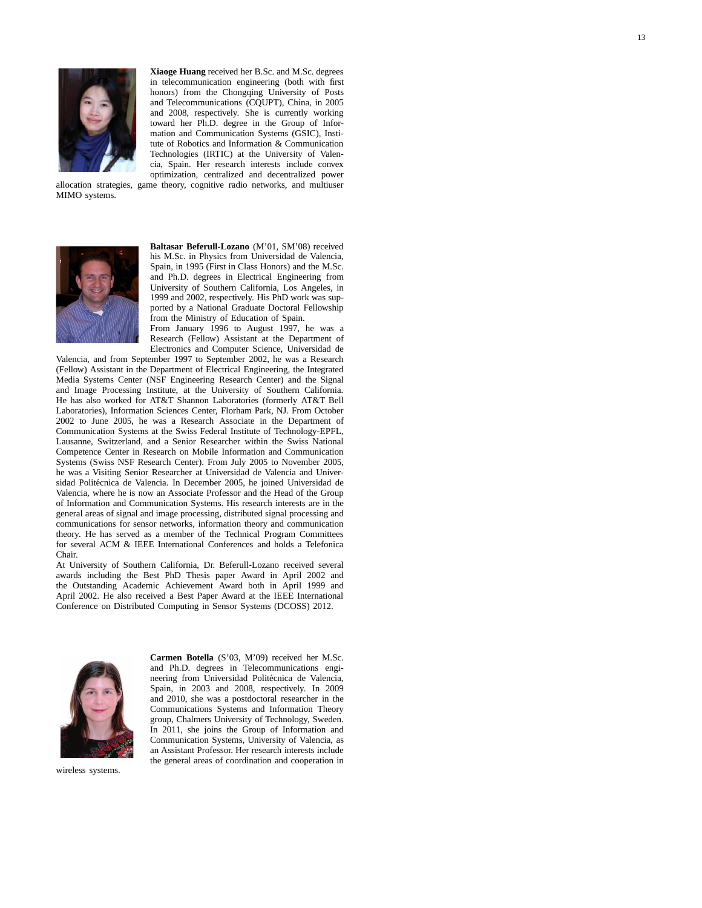**Xiaoge Huang** received her B.Sc. and M.Sc. degrees in telecommunication engineering (both with first honors) from the Chongqing University of Posts and Telecommunications (CQUPT), China, in 2005 and 2008, respectively. She is currently working toward her Ph.D. degree in the Group of Information and Communication Systems (GSIC), Institute of Robotics and Information & Communication Technologies (IRTIC) at the University of Valencia, Spain. Her research interests include convex optimization, centralized and decentralized power allocation strategies, game theory, cognitive radio networks, and multiuser MIMO systems.

**Baltasar Beferull-Lozano** (M'01, SM'08) received his M.Sc. in Physics from Universidad de Valencia, Spain, in 1995 (First in Class Honors) and the M.Sc. and Ph.D. degrees in Electrical Engineering from University of Southern California, Los Angeles, in 1999 and 2002, respectively. His PhD work was supported by a National Graduate Doctoral Fellowship from the Ministry of Education of Spain.

From January 1996 to August 1997, he was a Research (Fellow) Assistant at the Department of Electronics and Computer Science, Universidad de Valencia, and from September 1997 to September 2002, he was a Research (Fellow) Assistant in the Department of Electrical Engineering, the Integrated Media Systems Center (NSF Engineering Research Center) and the Signal and Image Processing Institute, at the University of Southern California. He has also worked for AT&T Shannon Laboratories (formerly AT&T Bell Laboratories), Information Sciences Center, Florham Park, NJ. From October 2002 to June 2005, he was a Research Associate in the Department of Communication Systems at the Swiss Federal Institute of Technology-EPFL, Lausanne, Switzerland, and a Senior Researcher within the Swiss National Competence Center in Research on Mobile Information and Communication Systems (Swiss NSF Research Center). From July 2005 to November 2005, he was a Visiting Senior Researcher at Universidad de Valencia and Universidad Politécnica de Valencia. In December 2005, he joined Universidad de Valencia, where he is now an Associate Professor and the Head of the Group of Information and Communication Systems. His research interests are in the general areas of signal and image processing, distributed signal processing and communications for sensor networks, information theory and communication theory. He has served as a member of the Technical Program Committees for several ACM & IEEE International Conferences and holds a Telefonica Chair.

At University of Southern California, Dr. Beferull-Lozano received several awards including the Best PhD Thesis paper Award in April 2002 and the Outstanding Academic Achievement Award both in April 1999 and April 2002. He also received a Best Paper Award at the IEEE International Conference on Distributed Computing in Sensor Systems (DCOSS) 2012.

**Carmen Botella** (S'03, M'09) received her M.Sc. and Ph.D. degrees in Telecommunications engineering from Universidad Politécnica de Valencia, Spain, in 2003 and 2008, respectively. In 2009 and 2010, she was a postdoctoral researcher in the Communications Systems and Information Theory group, Chalmers University of Technology, Sweden. In 2011, she joins the Group of Information and Communication Systems, University of Valencia, as an Assistant Professor. Her research interests include the general areas of coordination and cooperation in wireless systems.